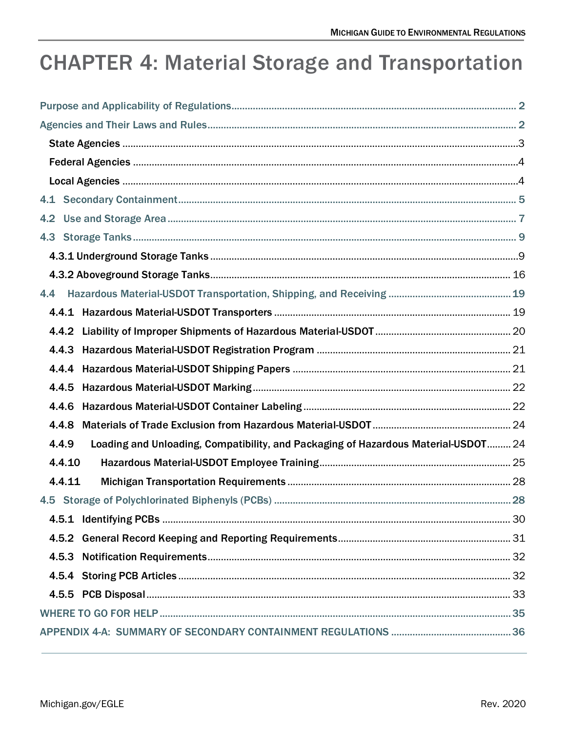# CHAPTER 4: Material Storage and Transportation

Purpose and Applicability of Regulations .......... 2

Agencies and Their Laws and Rules .......... 2

- State Agencies .......... 3
- Federal Agencies .......... 4
- Local Agencies .......... 4

4.1 Secondary Containment .......... 5

4.2 Use and Storage Area .......... 7

4.3 Storage Tanks .......... 9

- 4.3.1 Underground Storage Tanks .......... 9
- 4.3.2 Aboveground Storage Tanks .......... 16

4.4 Hazardous Material-USDOT Transportation, Shipping, and Receiving .......... 19

- 4.4.1 Hazardous Material-USDOT Transporters .......... 19
- 4.4.2 Liability of Improper Shipments of Hazardous Material-USDOT .......... 20
- 4.4.3 Hazardous Material-USDOT Registration Program .......... 21
- 4.4.4 Hazardous Material-USDOT Shipping Papers .......... 21
- 4.4.5 Hazardous Material-USDOT Marking .......... 22
- 4.4.6 Hazardous Material-USDOT Container Labeling .......... 22
- 4.4.8 Materials of Trade Exclusion from Hazardous Material-USDOT .......... 24
- 4.4.9 Loading and Unloading, Compatibility, and Packaging of Hazardous Material-USDOT .......... 24
- 4.4.10 Hazardous Material-USDOT Employee Training .......... 25
- 4.4.11 Michigan Transportation Requirements .......... 28

4.5 Storage of Polychlorinated Biphenyls (PCBs) .......... 28

- 4.5.1 Identifying PCBs .......... 30
- 4.5.2 General Record Keeping and Reporting Requirements .......... 31
- 4.5.3 Notification Requirements .......... 32
- 4.5.4 Storing PCB Articles .......... 32
- 4.5.5 PCB Disposal .......... 33

WHERE TO GO FOR HELP .......... 35

APPENDIX 4-A: SUMMARY OF SECONDARY CONTAINMENT REGULATIONS .......... 36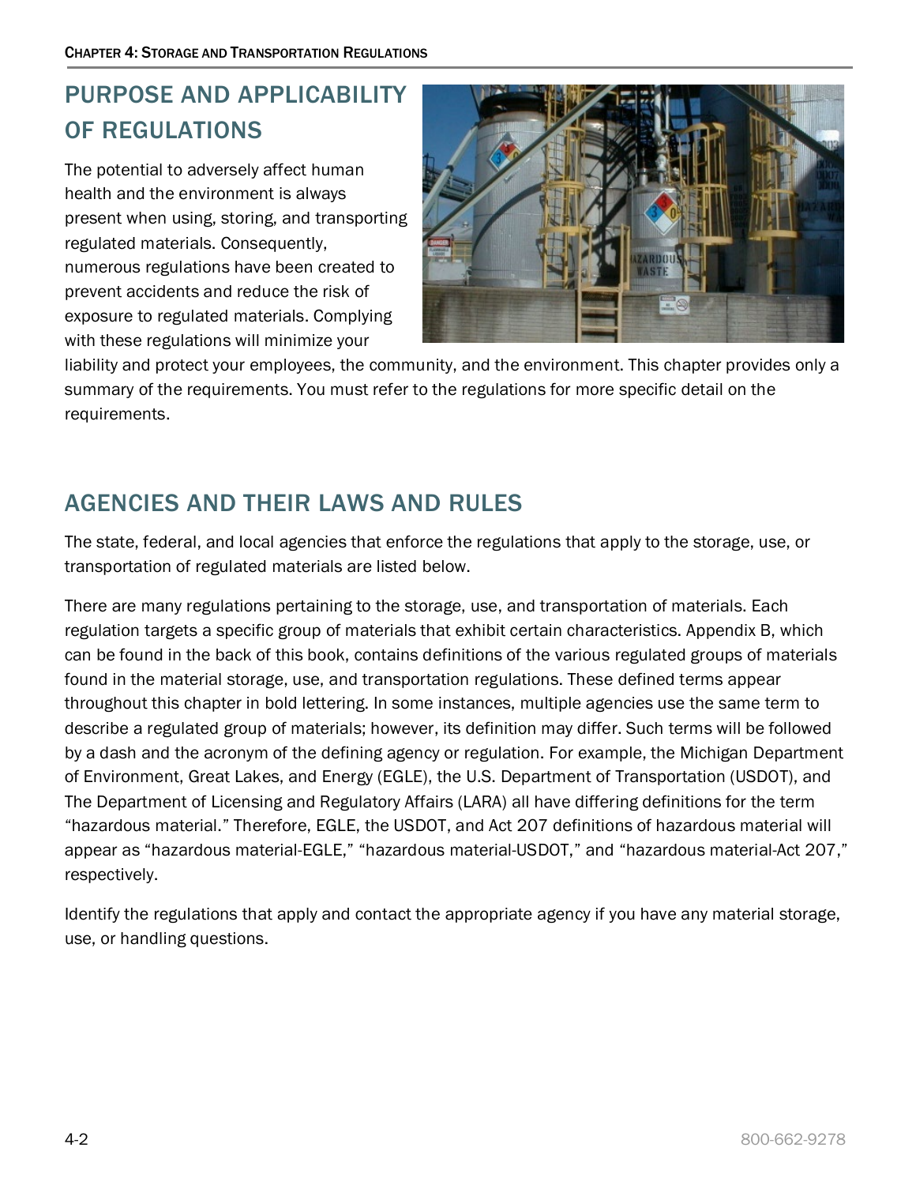## PURPOSE AND APPLICABILITY OF REGULATIONS

The potential to adversely affect human health and the environment is always present when using, storing, and transporting regulated materials. Consequently, numerous regulations have been created to prevent accidents and reduce the risk of exposure to regulated materials. Complying with these regulations will minimize your liability and protect your employees, the community, and the environment. This chapter provides only a summary of the requirements. You must refer to the regulations for more specific detail on the requirements.

## AGENCIES AND THEIR LAWS AND RULES

The state, federal, and local agencies that enforce the regulations that apply to the storage, use, or transportation of regulated materials are listed below.

There are many regulations pertaining to the storage, use, and transportation of materials. Each regulation targets a specific group of materials that exhibit certain characteristics. Appendix B, which can be found in the back of this book, contains definitions of the various regulated groups of materials found in the material storage, use, and transportation regulations. These defined terms appear throughout this chapter in bold lettering. In some instances, multiple agencies use the same term to describe a regulated group of materials; however, its definition may differ. Such terms will be followed by a dash and the acronym of the defining agency or regulation. For example, the Michigan Department of Environment, Great Lakes, and Energy (EGLE), the U.S. Department of Transportation (USDOT), and The Department of Licensing and Regulatory Affairs (LARA) all have differing definitions for the term "hazardous material." Therefore, EGLE, the USDOT, and Act 207 definitions of hazardous material will appear as "hazardous material-EGLE," "hazardous material-USDOT," and "hazardous material-Act 207," respectively.

Identify the regulations that apply and contact the appropriate agency if you have any material storage, use, or handling questions.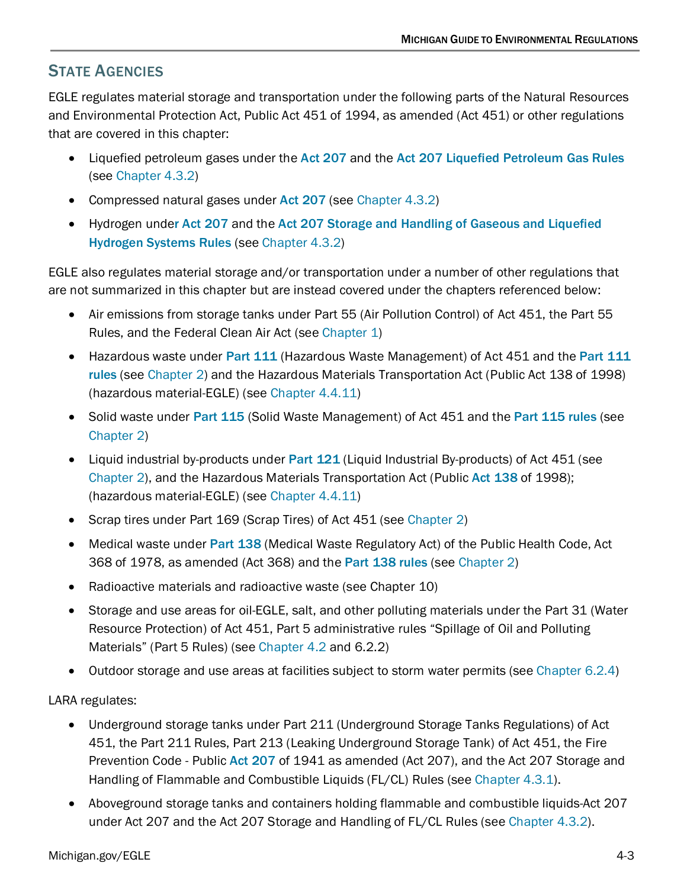## State Agencies

EGLE regulates material storage and transportation under the following parts of the Natural Resources and Environmental Protection Act, Public Act 451 of 1994, as amended (Act 451) or other regulations that are covered in this chapter:

- Liquefied petroleum gases under the **Act 207** and the **Act 207 Liquefied Petroleum Gas Rules** (see Chapter 4.3.2)
- Compressed natural gases under **Act 207** (see Chapter 4.3.2)
- Hydrogen under **Act 207** and the **Act 207 Storage and Handling of Gaseous and Liquefied Hydrogen Systems Rules** (see Chapter 4.3.2)

EGLE also regulates material storage and/or transportation under a number of other regulations that are not summarized in this chapter but are instead covered under the chapters referenced below:

- Air emissions from storage tanks under Part 55 (Air Pollution Control) of Act 451, the Part 55 Rules, and the Federal Clean Air Act (see Chapter 1)
- Hazardous waste under **Part 111** (Hazardous Waste Management) of Act 451 and the **Part 111 rules** (see Chapter 2) and the Hazardous Materials Transportation Act (Public Act 138 of 1998) (hazardous material-EGLE) (see Chapter 4.4.11)
- Solid waste under **Part 115** (Solid Waste Management) of Act 451 and the **Part 115 rules** (see Chapter 2)
- Liquid industrial by-products under **Part 121** (Liquid Industrial By-products) of Act 451 (see Chapter 2), and the Hazardous Materials Transportation Act (Public **Act 138** of 1998); (hazardous material-EGLE) (see Chapter 4.4.11)
- Scrap tires under Part 169 (Scrap Tires) of Act 451 (see Chapter 2)
- Medical waste under **Part 138** (Medical Waste Regulatory Act) of the Public Health Code, Act 368 of 1978, as amended (Act 368) and the **Part 138 rules** (see Chapter 2)
- Radioactive materials and radioactive waste (see Chapter 10)
- Storage and use areas for oil-EGLE, salt, and other polluting materials under the Part 31 (Water Resource Protection) of Act 451, Part 5 administrative rules "Spillage of Oil and Polluting Materials" (Part 5 Rules) (see Chapter 4.2 and 6.2.2)
- Outdoor storage and use areas at facilities subject to storm water permits (see Chapter 6.2.4)

LARA regulates:

- Underground storage tanks under Part 211 (Underground Storage Tanks Regulations) of Act 451, the Part 211 Rules, Part 213 (Leaking Underground Storage Tank) of Act 451, the Fire Prevention Code - Public **Act 207** of 1941 as amended (Act 207), and the Act 207 Storage and Handling of Flammable and Combustible Liquids (FL/CL) Rules (see Chapter 4.3.1).
- Aboveground storage tanks and containers holding flammable and combustible liquids-Act 207 under Act 207 and the Act 207 Storage and Handling of FL/CL Rules (see Chapter 4.3.2).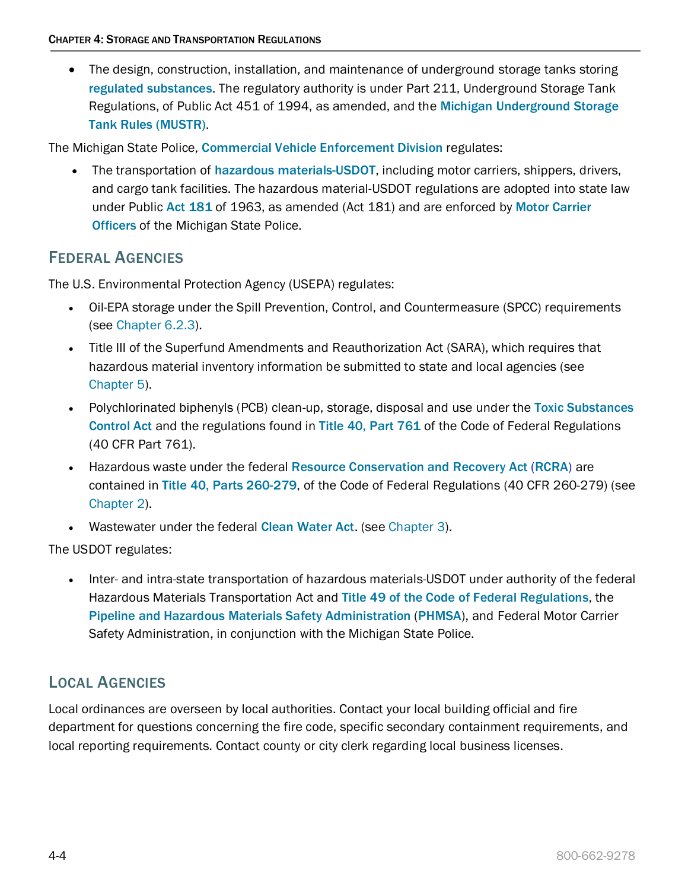- The design, construction, installation, and maintenance of underground storage tanks storing **regulated substances**. The regulatory authority is under Part 211, Underground Storage Tank Regulations, of Public Act 451 of 1994, as amended, and the **Michigan Underground Storage Tank Rules (MUSTR)**.

The Michigan State Police, **Commercial Vehicle Enforcement Division** regulates:

- The transportation of **hazardous materials-USDOT**, including motor carriers, shippers, drivers, and cargo tank facilities. The hazardous material-USDOT regulations are adopted into state law under Public **Act 181** of 1963, as amended (Act 181) and are enforced by **Motor Carrier Officers** of the Michigan State Police.

## Federal Agencies

The U.S. Environmental Protection Agency (USEPA) regulates:

- Oil-EPA storage under the Spill Prevention, Control, and Countermeasure (SPCC) requirements (see Chapter 6.2.3).
- Title III of the Superfund Amendments and Reauthorization Act (SARA), which requires that hazardous material inventory information be submitted to state and local agencies (see Chapter 5).
- Polychlorinated biphenyls (PCB) clean-up, storage, disposal and use under the **Toxic Substances Control Act** and the regulations found in **Title 40, Part 761** of the Code of Federal Regulations (40 CFR Part 761).
- Hazardous waste under the federal **Resource Conservation and Recovery Act (RCRA)** are contained in **Title 40, Parts 260-279**, of the Code of Federal Regulations (40 CFR 260-279) (see Chapter 2).
- Wastewater under the federal **Clean Water Act**. (see Chapter 3).

The USDOT regulates:

- Inter- and intra-state transportation of hazardous materials-USDOT under authority of the federal Hazardous Materials Transportation Act and **Title 49 of the Code of Federal Regulations**, the **Pipeline and Hazardous Materials Safety Administration (PHMSA)**, and Federal Motor Carrier Safety Administration, in conjunction with the Michigan State Police.

## Local Agencies

Local ordinances are overseen by local authorities. Contact your local building official and fire department for questions concerning the fire code, specific secondary containment requirements, and local reporting requirements. Contact county or city clerk regarding local business licenses.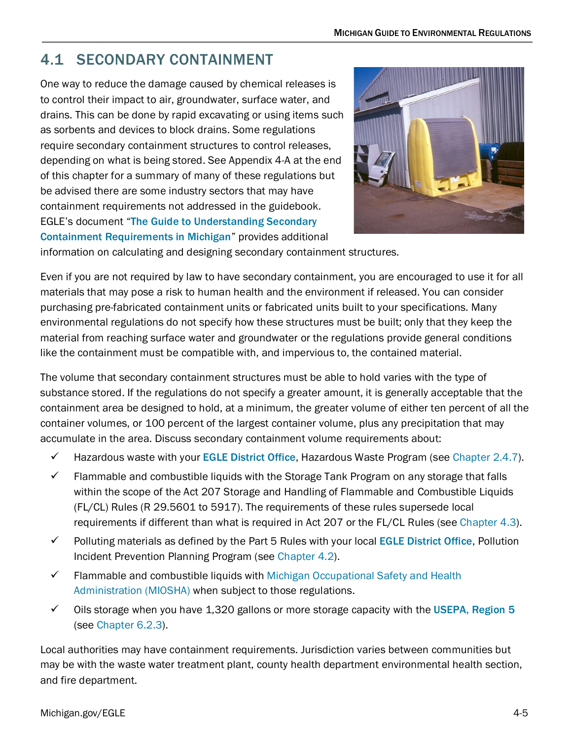## 4.1 SECONDARY CONTAINMENT

One way to reduce the damage caused by chemical releases is to control their impact to air, groundwater, surface water, and drains. This can be done by rapid excavating or using items such as sorbents and devices to block drains. Some regulations require secondary containment structures to control releases, depending on what is being stored. See Appendix 4-A at the end of this chapter for a summary of many of these regulations but be advised there are some industry sectors that may have containment requirements not addressed in the guidebook. EGLE's document "**The Guide to Understanding Secondary Containment Requirements in Michigan**" provides additional information on calculating and designing secondary containment structures.

Even if you are not required by law to have secondary containment, you are encouraged to use it for all materials that may pose a risk to human health and the environment if released. You can consider purchasing pre-fabricated containment units or fabricated units built to your specifications. Many environmental regulations do not specify how these structures must be built; only that they keep the material from reaching surface water and groundwater or the regulations provide general conditions like the containment must be compatible with, and impervious to, the contained material.

The volume that secondary containment structures must be able to hold varies with the type of substance stored. If the regulations do not specify a greater amount, it is generally acceptable that the containment area be designed to hold, at a minimum, the greater volume of either ten percent of all the container volumes, or 100 percent of the largest container volume, plus any precipitation that may accumulate in the area. Discuss secondary containment volume requirements about:

- ✓ Hazardous waste with your **EGLE District Office**, Hazardous Waste Program (see Chapter 2.4.7).
- ✓ Flammable and combustible liquids with the Storage Tank Program on any storage that falls within the scope of the Act 207 Storage and Handling of Flammable and Combustible Liquids (FL/CL) Rules (R 29.5601 to 5917). The requirements of these rules supersede local requirements if different than what is required in Act 207 or the FL/CL Rules (see Chapter 4.3).
- ✓ Polluting materials as defined by the Part 5 Rules with your local **EGLE District Office**, Pollution Incident Prevention Planning Program (see Chapter 4.2).
- ✓ Flammable and combustible liquids with Michigan Occupational Safety and Health Administration (MIOSHA) when subject to those regulations.
- ✓ Oils storage when you have 1,320 gallons or more storage capacity with the **USEPA, Region 5** (see Chapter 6.2.3).

Local authorities may have containment requirements. Jurisdiction varies between communities but may be with the waste water treatment plant, county health department environmental health section, and fire department.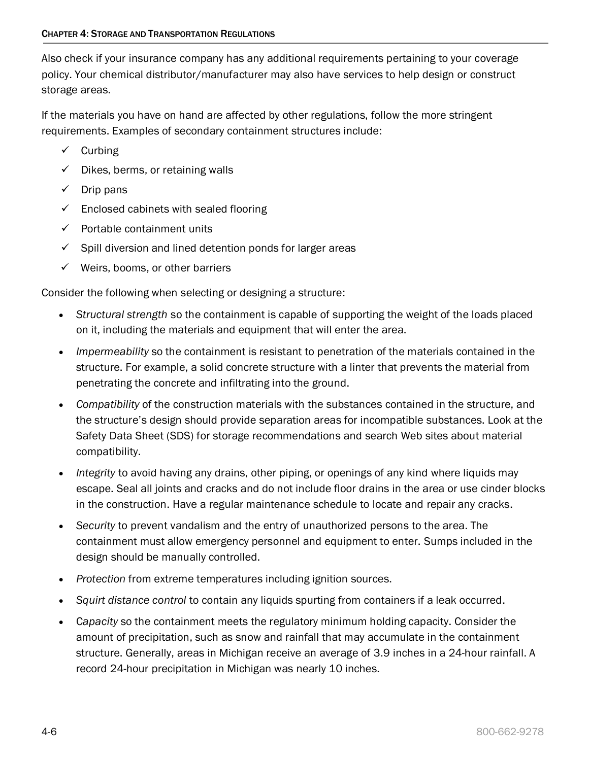Also check if your insurance company has any additional requirements pertaining to your coverage policy. Your chemical distributor/manufacturer may also have services to help design or construct storage areas.

If the materials you have on hand are affected by other regulations, follow the more stringent requirements. Examples of secondary containment structures include:

- ✓ Curbing
- ✓ Dikes, berms, or retaining walls
- ✓ Drip pans
- ✓ Enclosed cabinets with sealed flooring
- ✓ Portable containment units
- ✓ Spill diversion and lined detention ponds for larger areas
- ✓ Weirs, booms, or other barriers

Consider the following when selecting or designing a structure:

- *Structural strength* so the containment is capable of supporting the weight of the loads placed on it, including the materials and equipment that will enter the area.
- *Impermeability* so the containment is resistant to penetration of the materials contained in the structure. For example, a solid concrete structure with a linter that prevents the material from penetrating the concrete and infiltrating into the ground.
- *Compatibility* of the construction materials with the substances contained in the structure, and the structure's design should provide separation areas for incompatible substances. Look at the Safety Data Sheet (SDS) for storage recommendations and search Web sites about material compatibility.
- *Integrity* to avoid having any drains, other piping, or openings of any kind where liquids may escape. Seal all joints and cracks and do not include floor drains in the area or use cinder blocks in the construction. Have a regular maintenance schedule to locate and repair any cracks.
- *Security* to prevent vandalism and the entry of unauthorized persons to the area. The containment must allow emergency personnel and equipment to enter. Sumps included in the design should be manually controlled.
- *Protection* from extreme temperatures including ignition sources.
- *Squirt distance control* to contain any liquids spurting from containers if a leak occurred.
- *Capacity* so the containment meets the regulatory minimum holding capacity. Consider the amount of precipitation, such as snow and rainfall that may accumulate in the containment structure. Generally, areas in Michigan receive an average of 3.9 inches in a 24-hour rainfall. A record 24-hour precipitation in Michigan was nearly 10 inches.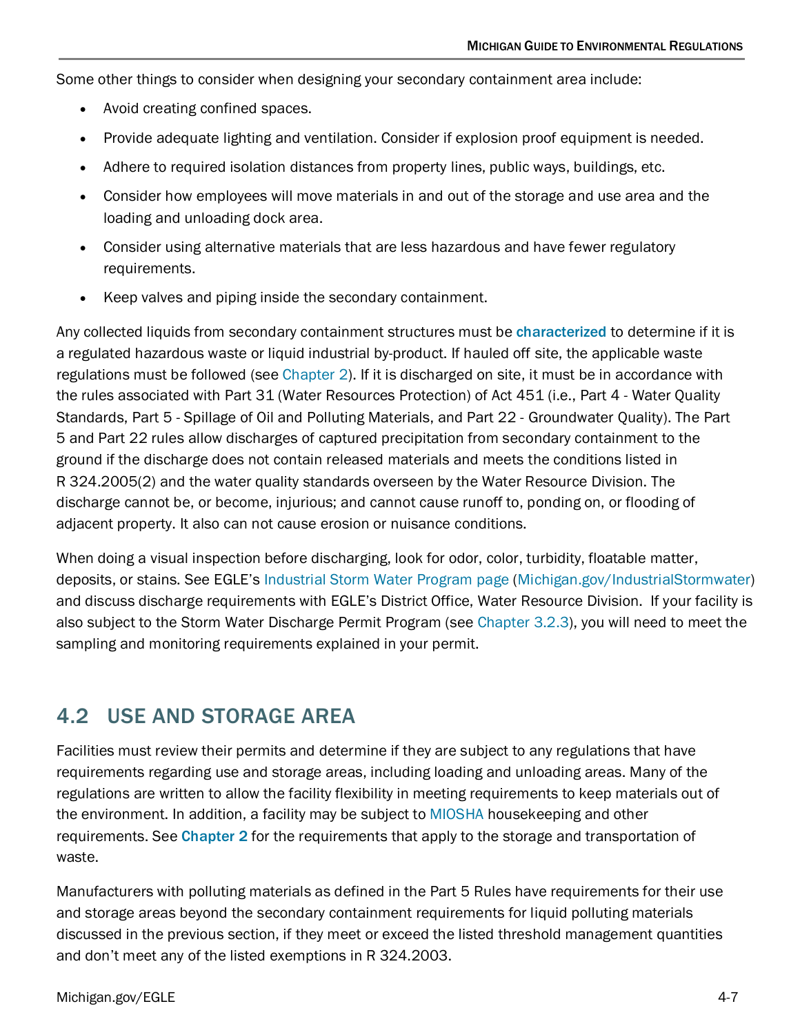Some other things to consider when designing your secondary containment area include:

- Avoid creating confined spaces.
- Provide adequate lighting and ventilation. Consider if explosion proof equipment is needed.
- Adhere to required isolation distances from property lines, public ways, buildings, etc.
- Consider how employees will move materials in and out of the storage and use area and the loading and unloading dock area.
- Consider using alternative materials that are less hazardous and have fewer regulatory requirements.
- Keep valves and piping inside the secondary containment.

Any collected liquids from secondary containment structures must be **characterized** to determine if it is a regulated hazardous waste or liquid industrial by-product. If hauled off site, the applicable waste regulations must be followed (see Chapter 2). If it is discharged on site, it must be in accordance with the rules associated with Part 31 (Water Resources Protection) of Act 451 (i.e., Part 4 - Water Quality Standards, Part 5 - Spillage of Oil and Polluting Materials, and Part 22 - Groundwater Quality). The Part 5 and Part 22 rules allow discharges of captured precipitation from secondary containment to the ground if the discharge does not contain released materials and meets the conditions listed in R 324.2005(2) and the water quality standards overseen by the Water Resource Division. The discharge cannot be, or become, injurious; and cannot cause runoff to, ponding on, or flooding of adjacent property. It also can not cause erosion or nuisance conditions.

When doing a visual inspection before discharging, look for odor, color, turbidity, floatable matter, deposits, or stains. See EGLE's Industrial Storm Water Program page (Michigan.gov/IndustrialStormwater) and discuss discharge requirements with EGLE's District Office, Water Resource Division. If your facility is also subject to the Storm Water Discharge Permit Program (see Chapter 3.2.3), you will need to meet the sampling and monitoring requirements explained in your permit.

## 4.2 USE AND STORAGE AREA

Facilities must review their permits and determine if they are subject to any regulations that have requirements regarding use and storage areas, including loading and unloading areas. Many of the regulations are written to allow the facility flexibility in meeting requirements to keep materials out of the environment. In addition, a facility may be subject to MIOSHA housekeeping and other requirements. See **Chapter 2** for the requirements that apply to the storage and transportation of waste.

Manufacturers with polluting materials as defined in the Part 5 Rules have requirements for their use and storage areas beyond the secondary containment requirements for liquid polluting materials discussed in the previous section, if they meet or exceed the listed threshold management quantities and don't meet any of the listed exemptions in R 324.2003.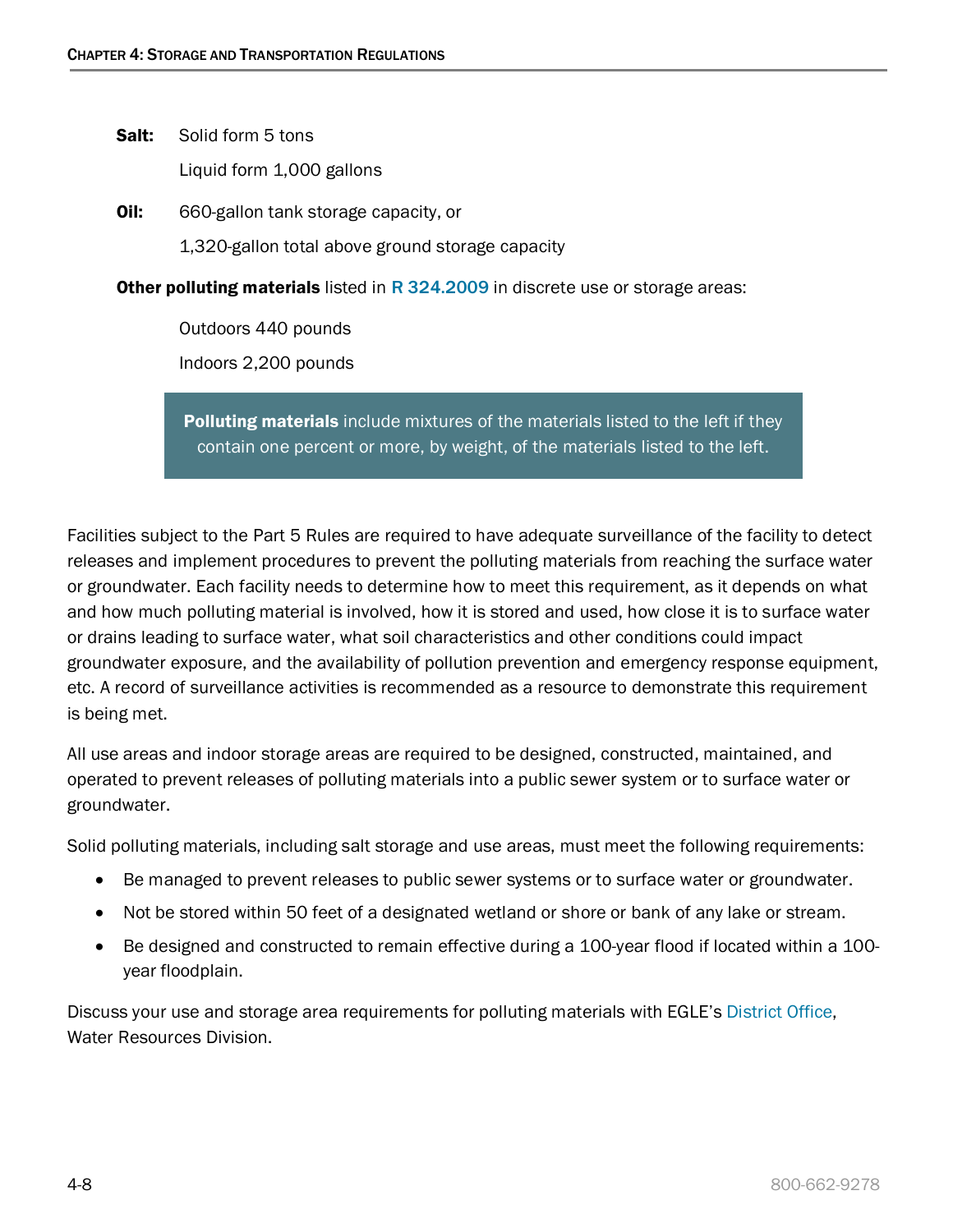**Salt:** Solid form 5 tons

Liquid form 1,000 gallons

**Oil:** 660-gallon tank storage capacity, or

1,320-gallon total above ground storage capacity

**Other polluting materials** listed in R 324.2009 in discrete use or storage areas:

Outdoors 440 pounds

Indoors 2,200 pounds

> **Polluting materials** include mixtures of the materials listed to the left if they contain one percent or more, by weight, of the materials listed to the left.

Facilities subject to the Part 5 Rules are required to have adequate surveillance of the facility to detect releases and implement procedures to prevent the polluting materials from reaching the surface water or groundwater. Each facility needs to determine how to meet this requirement, as it depends on what and how much polluting material is involved, how it is stored and used, how close it is to surface water or drains leading to surface water, what soil characteristics and other conditions could impact groundwater exposure, and the availability of pollution prevention and emergency response equipment, etc. A record of surveillance activities is recommended as a resource to demonstrate this requirement is being met.

All use areas and indoor storage areas are required to be designed, constructed, maintained, and operated to prevent releases of polluting materials into a public sewer system or to surface water or groundwater.

Solid polluting materials, including salt storage and use areas, must meet the following requirements:

- Be managed to prevent releases to public sewer systems or to surface water or groundwater.
- Not be stored within 50 feet of a designated wetland or shore or bank of any lake or stream.
- Be designed and constructed to remain effective during a 100-year flood if located within a 100-year floodplain.

Discuss your use and storage area requirements for polluting materials with EGLE's District Office, Water Resources Division.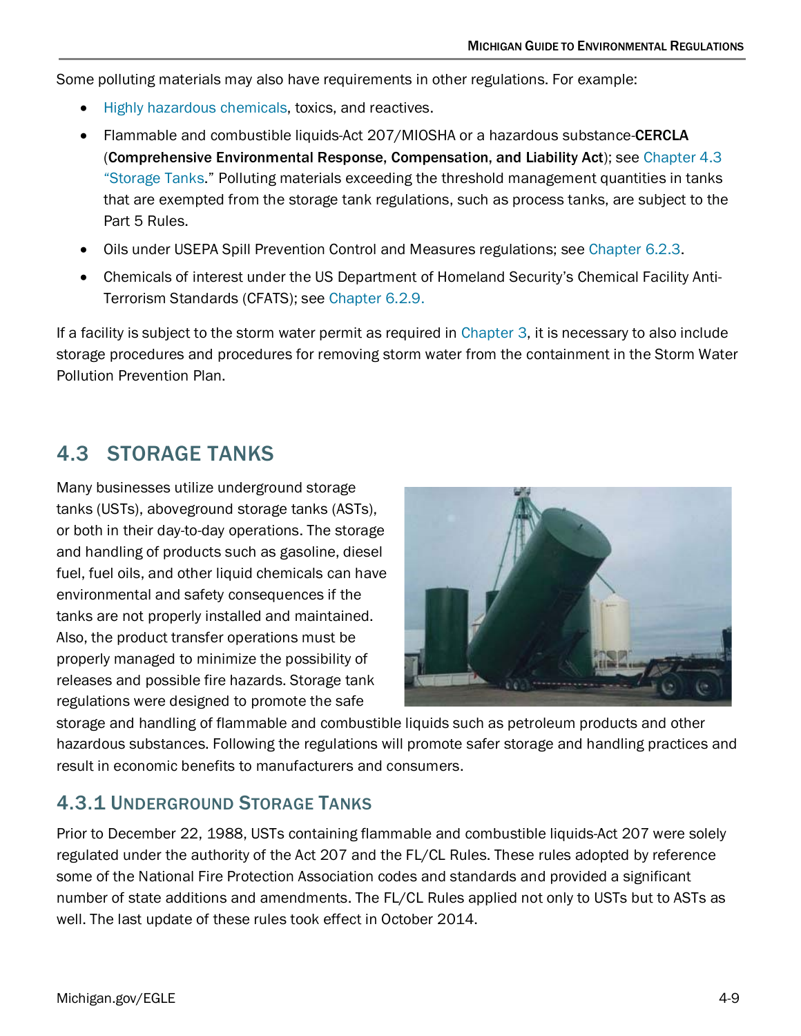Some polluting materials may also have requirements in other regulations. For example:

- Highly hazardous chemicals, toxics, and reactives.
- Flammable and combustible liquids-Act 207/MIOSHA or a hazardous substance-**CERCLA** (**Comprehensive Environmental Response, Compensation, and Liability Act**); see Chapter 4.3 "Storage Tanks." Polluting materials exceeding the threshold management quantities in tanks that are exempted from the storage tank regulations, such as process tanks, are subject to the Part 5 Rules.
- Oils under USEPA Spill Prevention Control and Measures regulations; see Chapter 6.2.3.
- Chemicals of interest under the US Department of Homeland Security's Chemical Facility Anti-Terrorism Standards (CFATS); see Chapter 6.2.9.

If a facility is subject to the storm water permit as required in Chapter 3, it is necessary to also include storage procedures and procedures for removing storm water from the containment in the Storm Water Pollution Prevention Plan.

## 4.3 STORAGE TANKS

Many businesses utilize underground storage tanks (USTs), aboveground storage tanks (ASTs), or both in their day-to-day operations. The storage and handling of products such as gasoline, diesel fuel, fuel oils, and other liquid chemicals can have environmental and safety consequences if the tanks are not properly installed and maintained. Also, the product transfer operations must be properly managed to minimize the possibility of releases and possible fire hazards. Storage tank regulations were designed to promote the safe storage and handling of flammable and combustible liquids such as petroleum products and other hazardous substances. Following the regulations will promote safer storage and handling practices and result in economic benefits to manufacturers and consumers.

### 4.3.1 UNDERGROUND STORAGE TANKS

Prior to December 22, 1988, USTs containing flammable and combustible liquids-Act 207 were solely regulated under the authority of the Act 207 and the FL/CL Rules. These rules adopted by reference some of the National Fire Protection Association codes and standards and provided a significant number of state additions and amendments. The FL/CL Rules applied not only to USTs but to ASTs as well. The last update of these rules took effect in October 2014.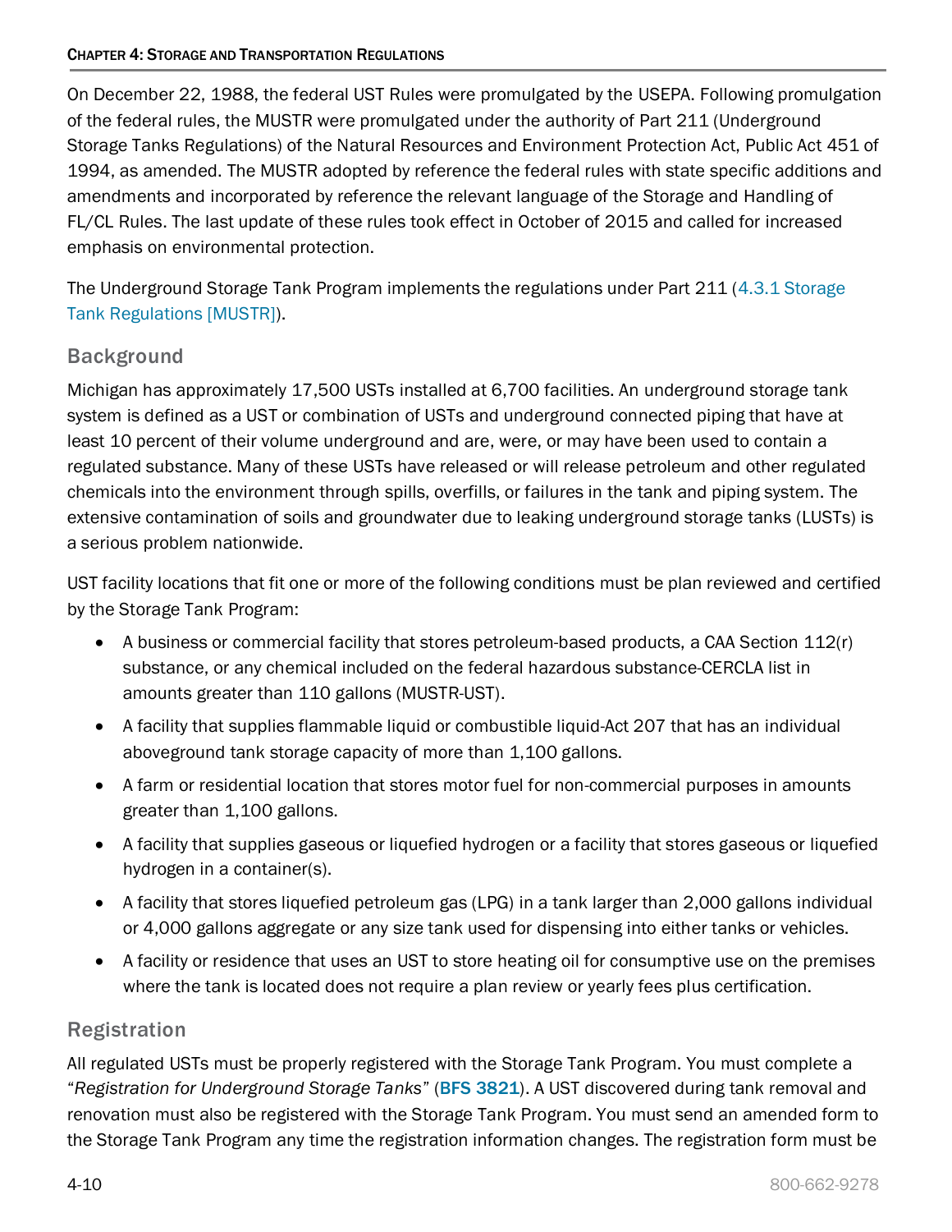On December 22, 1988, the federal UST Rules were promulgated by the USEPA. Following promulgation of the federal rules, the MUSTR were promulgated under the authority of Part 211 (Underground Storage Tanks Regulations) of the Natural Resources and Environment Protection Act, Public Act 451 of 1994, as amended. The MUSTR adopted by reference the federal rules with state specific additions and amendments and incorporated by reference the relevant language of the Storage and Handling of FL/CL Rules. The last update of these rules took effect in October of 2015 and called for increased emphasis on environmental protection.

The Underground Storage Tank Program implements the regulations under Part 211 (4.3.1 Storage Tank Regulations [MUSTR]).

### Background

Michigan has approximately 17,500 USTs installed at 6,700 facilities. An underground storage tank system is defined as a UST or combination of USTs and underground connected piping that have at least 10 percent of their volume underground and are, were, or may have been used to contain a regulated substance. Many of these USTs have released or will release petroleum and other regulated chemicals into the environment through spills, overfills, or failures in the tank and piping system. The extensive contamination of soils and groundwater due to leaking underground storage tanks (LUSTs) is a serious problem nationwide.

UST facility locations that fit one or more of the following conditions must be plan reviewed and certified by the Storage Tank Program:

- A business or commercial facility that stores petroleum-based products, a CAA Section 112(r) substance, or any chemical included on the federal hazardous substance-CERCLA list in amounts greater than 110 gallons (MUSTR-UST).
- A facility that supplies flammable liquid or combustible liquid-Act 207 that has an individual aboveground tank storage capacity of more than 1,100 gallons.
- A farm or residential location that stores motor fuel for non-commercial purposes in amounts greater than 1,100 gallons.
- A facility that supplies gaseous or liquefied hydrogen or a facility that stores gaseous or liquefied hydrogen in a container(s).
- A facility that stores liquefied petroleum gas (LPG) in a tank larger than 2,000 gallons individual or 4,000 gallons aggregate or any size tank used for dispensing into either tanks or vehicles.
- A facility or residence that uses an UST to store heating oil for consumptive use on the premises where the tank is located does not require a plan review or yearly fees plus certification.

### Registration

All regulated USTs must be properly registered with the Storage Tank Program. You must complete a "*Registration for Underground Storage Tanks*" (**BFS 3821**). A UST discovered during tank removal and renovation must also be registered with the Storage Tank Program. You must send an amended form to the Storage Tank Program any time the registration information changes. The registration form must be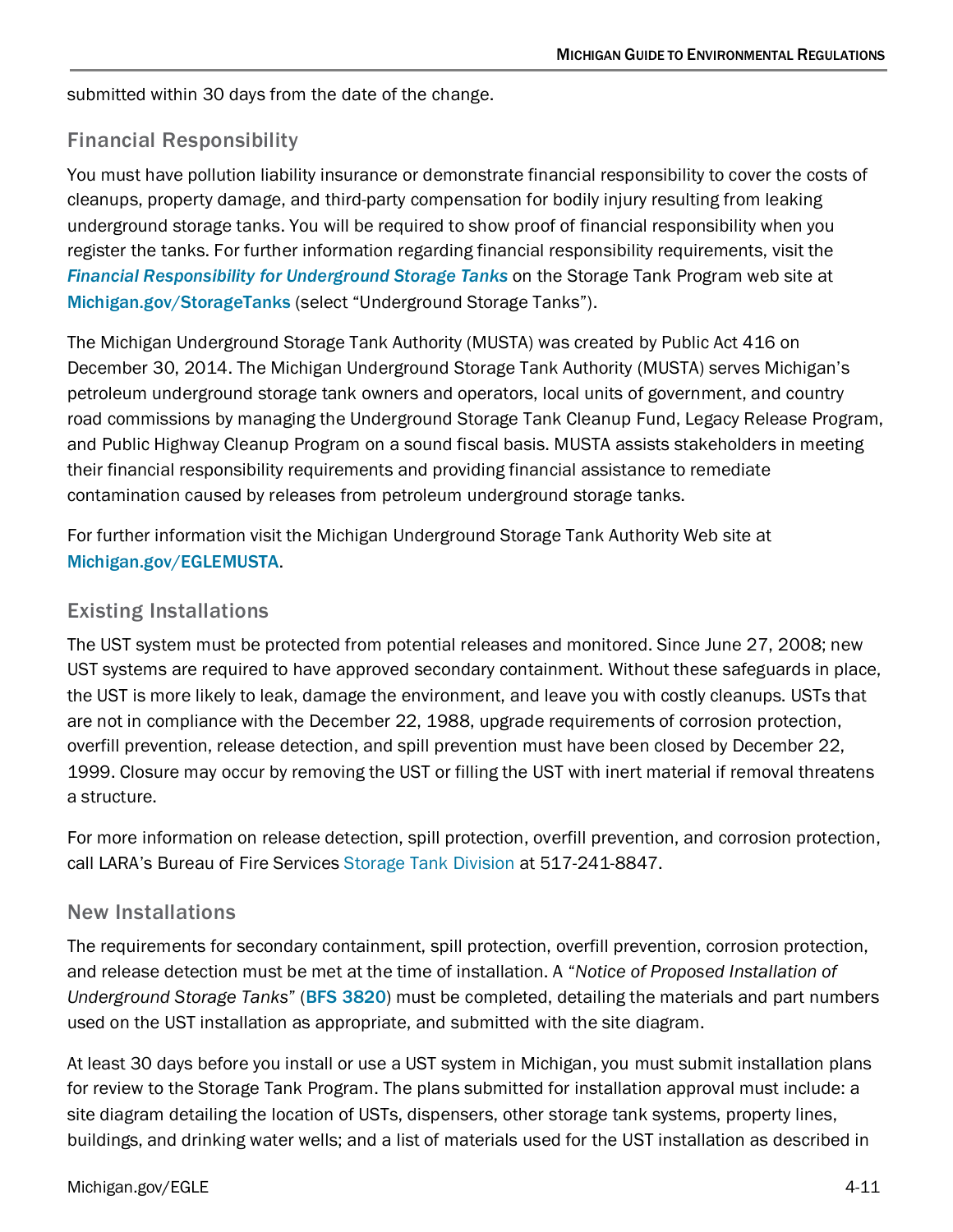submitted within 30 days from the date of the change.

### Financial Responsibility

You must have pollution liability insurance or demonstrate financial responsibility to cover the costs of cleanups, property damage, and third-party compensation for bodily injury resulting from leaking underground storage tanks. You will be required to show proof of financial responsibility when you register the tanks. For further information regarding financial responsibility requirements, visit the ***Financial Responsibility for Underground Storage Tanks*** on the Storage Tank Program web site at **Michigan.gov/StorageTanks** (select "Underground Storage Tanks").

The Michigan Underground Storage Tank Authority (MUSTA) was created by Public Act 416 on December 30, 2014. The Michigan Underground Storage Tank Authority (MUSTA) serves Michigan's petroleum underground storage tank owners and operators, local units of government, and country road commissions by managing the Underground Storage Tank Cleanup Fund, Legacy Release Program, and Public Highway Cleanup Program on a sound fiscal basis. MUSTA assists stakeholders in meeting their financial responsibility requirements and providing financial assistance to remediate contamination caused by releases from petroleum underground storage tanks.

For further information visit the Michigan Underground Storage Tank Authority Web site at **Michigan.gov/EGLEMUSTA**.

### Existing Installations

The UST system must be protected from potential releases and monitored. Since June 27, 2008; new UST systems are required to have approved secondary containment. Without these safeguards in place, the UST is more likely to leak, damage the environment, and leave you with costly cleanups. USTs that are not in compliance with the December 22, 1988, upgrade requirements of corrosion protection, overfill prevention, release detection, and spill prevention must have been closed by December 22, 1999. Closure may occur by removing the UST or filling the UST with inert material if removal threatens a structure.

For more information on release detection, spill protection, overfill prevention, and corrosion protection, call LARA's Bureau of Fire Services Storage Tank Division at 517-241-8847.

### New Installations

The requirements for secondary containment, spill protection, overfill prevention, corrosion protection, and release detection must be met at the time of installation. A "*Notice of Proposed Installation of Underground Storage Tanks*" (**BFS 3820**) must be completed, detailing the materials and part numbers used on the UST installation as appropriate, and submitted with the site diagram.

At least 30 days before you install or use a UST system in Michigan, you must submit installation plans for review to the Storage Tank Program. The plans submitted for installation approval must include: a site diagram detailing the location of USTs, dispensers, other storage tank systems, property lines, buildings, and drinking water wells; and a list of materials used for the UST installation as described in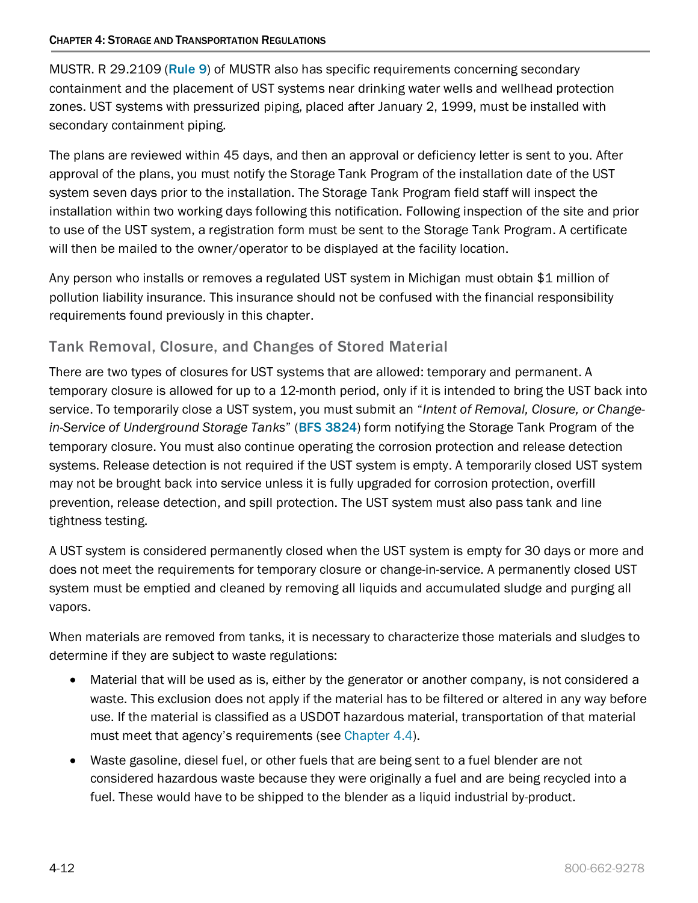MUSTR. R 29.2109 (**Rule 9**) of MUSTR also has specific requirements concerning secondary containment and the placement of UST systems near drinking water wells and wellhead protection zones. UST systems with pressurized piping, placed after January 2, 1999, must be installed with secondary containment piping.

The plans are reviewed within 45 days, and then an approval or deficiency letter is sent to you. After approval of the plans, you must notify the Storage Tank Program of the installation date of the UST system seven days prior to the installation. The Storage Tank Program field staff will inspect the installation within two working days following this notification. Following inspection of the site and prior to use of the UST system, a registration form must be sent to the Storage Tank Program. A certificate will then be mailed to the owner/operator to be displayed at the facility location.

Any person who installs or removes a regulated UST system in Michigan must obtain $1 million of pollution liability insurance. This insurance should not be confused with the financial responsibility requirements found previously in this chapter.

### Tank Removal, Closure, and Changes of Stored Material

There are two types of closures for UST systems that are allowed: temporary and permanent. A temporary closure is allowed for up to a 12-month period, only if it is intended to bring the UST back into service. To temporarily close a UST system, you must submit an "*Intent of Removal, Closure, or Change-in-Service of Underground Storage Tanks*" (**BFS 3824**) form notifying the Storage Tank Program of the temporary closure. You must also continue operating the corrosion protection and release detection systems. Release detection is not required if the UST system is empty. A temporarily closed UST system may not be brought back into service unless it is fully upgraded for corrosion protection, overfill prevention, release detection, and spill protection. The UST system must also pass tank and line tightness testing.

A UST system is considered permanently closed when the UST system is empty for 30 days or more and does not meet the requirements for temporary closure or change-in-service. A permanently closed UST system must be emptied and cleaned by removing all liquids and accumulated sludge and purging all vapors.

When materials are removed from tanks, it is necessary to characterize those materials and sludges to determine if they are subject to waste regulations:

- Material that will be used as is, either by the generator or another company, is not considered a waste. This exclusion does not apply if the material has to be filtered or altered in any way before use. If the material is classified as a USDOT hazardous material, transportation of that material must meet that agency's requirements (see Chapter 4.4).
- Waste gasoline, diesel fuel, or other fuels that are being sent to a fuel blender are not considered hazardous waste because they were originally a fuel and are being recycled into a fuel. These would have to be shipped to the blender as a liquid industrial by-product.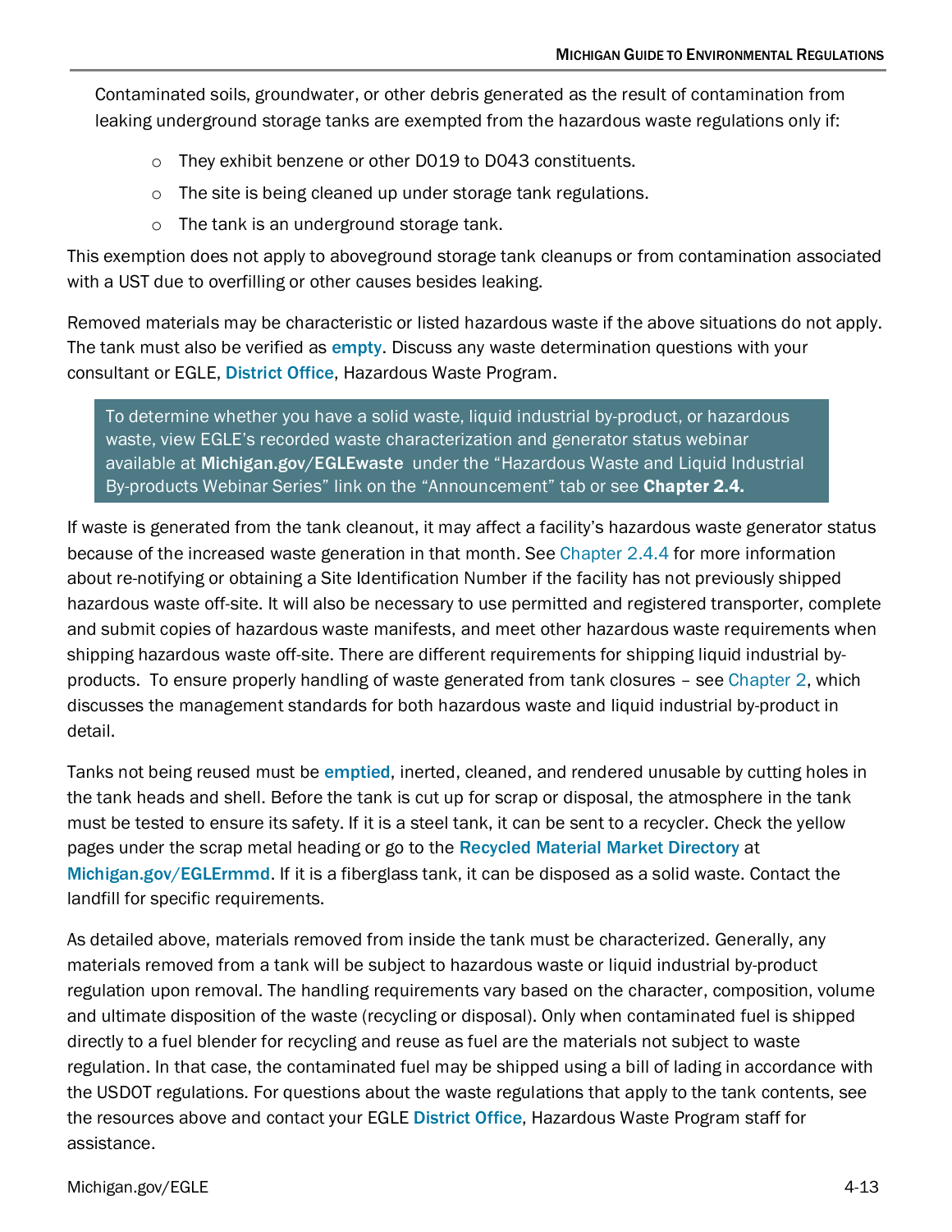Contaminated soils, groundwater, or other debris generated as the result of contamination from leaking underground storage tanks are exempted from the hazardous waste regulations only if:

- They exhibit benzene or other D019 to D043 constituents.
- The site is being cleaned up under storage tank regulations.
- The tank is an underground storage tank.

This exemption does not apply to aboveground storage tank cleanups or from contamination associated with a UST due to overfilling or other causes besides leaking.

Removed materials may be characteristic or listed hazardous waste if the above situations do not apply. The tank must also be verified as **empty**. Discuss any waste determination questions with your consultant or EGLE, **District Office**, Hazardous Waste Program.

> To determine whether you have a solid waste, liquid industrial by-product, or hazardous waste, view EGLE's recorded waste characterization and generator status webinar available at **Michigan.gov/EGLEwaste** under the "Hazardous Waste and Liquid Industrial By-products Webinar Series" link on the "Announcement" tab or see **Chapter 2.4.**

If waste is generated from the tank cleanout, it may affect a facility's hazardous waste generator status because of the increased waste generation in that month. See Chapter 2.4.4 for more information about re-notifying or obtaining a Site Identification Number if the facility has not previously shipped hazardous waste off-site. It will also be necessary to use permitted and registered transporter, complete and submit copies of hazardous waste manifests, and meet other hazardous waste requirements when shipping hazardous waste off-site. There are different requirements for shipping liquid industrial by-products. To ensure properly handling of waste generated from tank closures – see Chapter 2, which discusses the management standards for both hazardous waste and liquid industrial by-product in detail.

Tanks not being reused must be **emptied**, inerted, cleaned, and rendered unusable by cutting holes in the tank heads and shell. Before the tank is cut up for scrap or disposal, the atmosphere in the tank must be tested to ensure its safety. If it is a steel tank, it can be sent to a recycler. Check the yellow pages under the scrap metal heading or go to the **Recycled Material Market Directory** at **Michigan.gov/EGLErmmd**. If it is a fiberglass tank, it can be disposed as a solid waste. Contact the landfill for specific requirements.

As detailed above, materials removed from inside the tank must be characterized. Generally, any materials removed from a tank will be subject to hazardous waste or liquid industrial by-product regulation upon removal. The handling requirements vary based on the character, composition, volume and ultimate disposition of the waste (recycling or disposal). Only when contaminated fuel is shipped directly to a fuel blender for recycling and reuse as fuel are the materials not subject to waste regulation. In that case, the contaminated fuel may be shipped using a bill of lading in accordance with the USDOT regulations. For questions about the waste regulations that apply to the tank contents, see the resources above and contact your EGLE **District Office**, Hazardous Waste Program staff for assistance.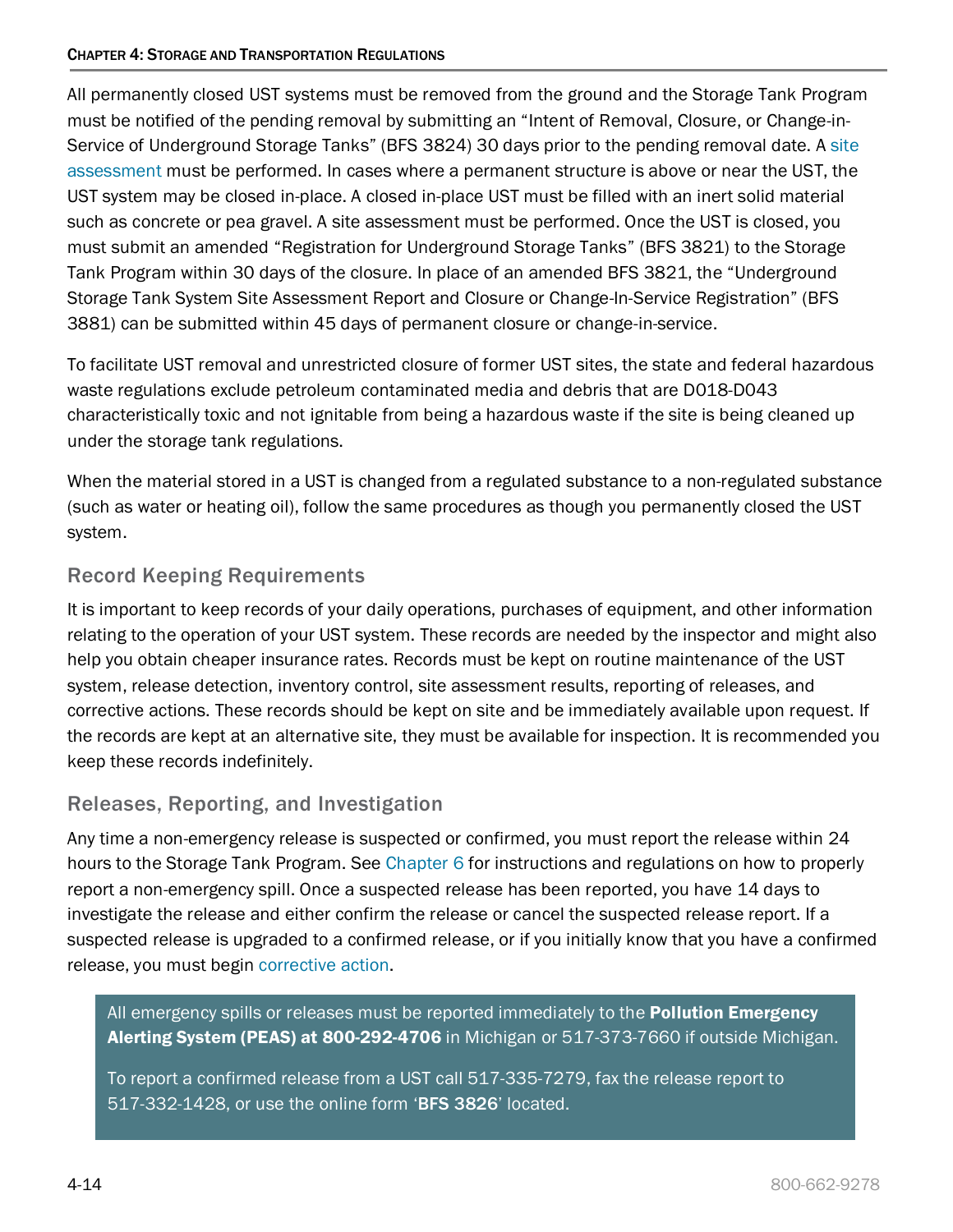All permanently closed UST systems must be removed from the ground and the Storage Tank Program must be notified of the pending removal by submitting an "Intent of Removal, Closure, or Change-in-Service of Underground Storage Tanks" (BFS 3824) 30 days prior to the pending removal date. A site assessment must be performed. In cases where a permanent structure is above or near the UST, the UST system may be closed in-place. A closed in-place UST must be filled with an inert solid material such as concrete or pea gravel. A site assessment must be performed. Once the UST is closed, you must submit an amended "Registration for Underground Storage Tanks" (BFS 3821) to the Storage Tank Program within 30 days of the closure. In place of an amended BFS 3821, the "Underground Storage Tank System Site Assessment Report and Closure or Change-In-Service Registration" (BFS 3881) can be submitted within 45 days of permanent closure or change-in-service.

To facilitate UST removal and unrestricted closure of former UST sites, the state and federal hazardous waste regulations exclude petroleum contaminated media and debris that are D018-D043 characteristically toxic and not ignitable from being a hazardous waste if the site is being cleaned up under the storage tank regulations.

When the material stored in a UST is changed from a regulated substance to a non-regulated substance (such as water or heating oil), follow the same procedures as though you permanently closed the UST system.

### Record Keeping Requirements

It is important to keep records of your daily operations, purchases of equipment, and other information relating to the operation of your UST system. These records are needed by the inspector and might also help you obtain cheaper insurance rates. Records must be kept on routine maintenance of the UST system, release detection, inventory control, site assessment results, reporting of releases, and corrective actions. These records should be kept on site and be immediately available upon request. If the records are kept at an alternative site, they must be available for inspection. It is recommended you keep these records indefinitely.

### Releases, Reporting, and Investigation

Any time a non-emergency release is suspected or confirmed, you must report the release within 24 hours to the Storage Tank Program. See Chapter 6 for instructions and regulations on how to properly report a non-emergency spill. Once a suspected release has been reported, you have 14 days to investigate the release and either confirm the release or cancel the suspected release report. If a suspected release is upgraded to a confirmed release, or if you initially know that you have a confirmed release, you must begin corrective action.

> All emergency spills or releases must be reported immediately to the **Pollution Emergency Alerting System (PEAS) at 800-292-4706** in Michigan or 517-373-7660 if outside Michigan.
>
> To report a confirmed release from a UST call 517-335-7279, fax the release report to 517-332-1428, or use the online form '**BFS 3826**' located.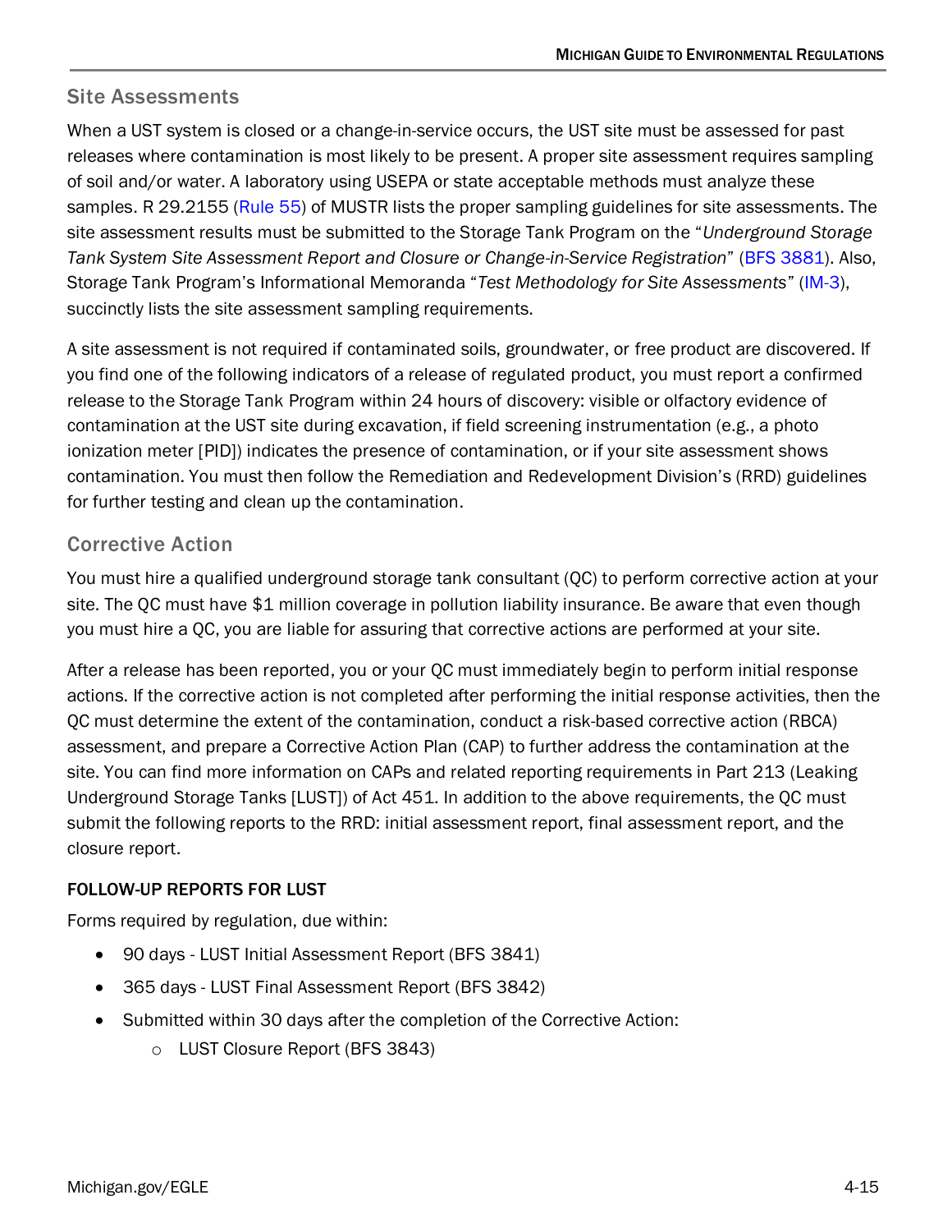## Site Assessments

When a UST system is closed or a change-in-service occurs, the UST site must be assessed for past releases where contamination is most likely to be present. A proper site assessment requires sampling of soil and/or water. A laboratory using USEPA or state acceptable methods must analyze these samples. R 29.2155 (Rule 55) of MUSTR lists the proper sampling guidelines for site assessments. The site assessment results must be submitted to the Storage Tank Program on the "*Underground Storage Tank System Site Assessment Report and Closure or Change-in-Service Registration*" (BFS 3881). Also, Storage Tank Program's Informational Memoranda "*Test Methodology for Site Assessments*" (IM-3), succinctly lists the site assessment sampling requirements.

A site assessment is not required if contaminated soils, groundwater, or free product are discovered. If you find one of the following indicators of a release of regulated product, you must report a confirmed release to the Storage Tank Program within 24 hours of discovery: visible or olfactory evidence of contamination at the UST site during excavation, if field screening instrumentation (e.g., a photo ionization meter [PID]) indicates the presence of contamination, or if your site assessment shows contamination. You must then follow the Remediation and Redevelopment Division's (RRD) guidelines for further testing and clean up the contamination.

## Corrective Action

You must hire a qualified underground storage tank consultant (QC) to perform corrective action at your site. The QC must have $1 million coverage in pollution liability insurance. Be aware that even though you must hire a QC, you are liable for assuring that corrective actions are performed at your site.

After a release has been reported, you or your QC must immediately begin to perform initial response actions. If the corrective action is not completed after performing the initial response activities, then the QC must determine the extent of the contamination, conduct a risk-based corrective action (RBCA) assessment, and prepare a Corrective Action Plan (CAP) to further address the contamination at the site. You can find more information on CAPs and related reporting requirements in Part 213 (Leaking Underground Storage Tanks [LUST]) of Act 451. In addition to the above requirements, the QC must submit the following reports to the RRD: initial assessment report, final assessment report, and the closure report.

### FOLLOW-UP REPORTS FOR LUST

Forms required by regulation, due within:

- 90 days - LUST Initial Assessment Report (BFS 3841)
- 365 days - LUST Final Assessment Report (BFS 3842)
- Submitted within 30 days after the completion of the Corrective Action:
  - LUST Closure Report (BFS 3843)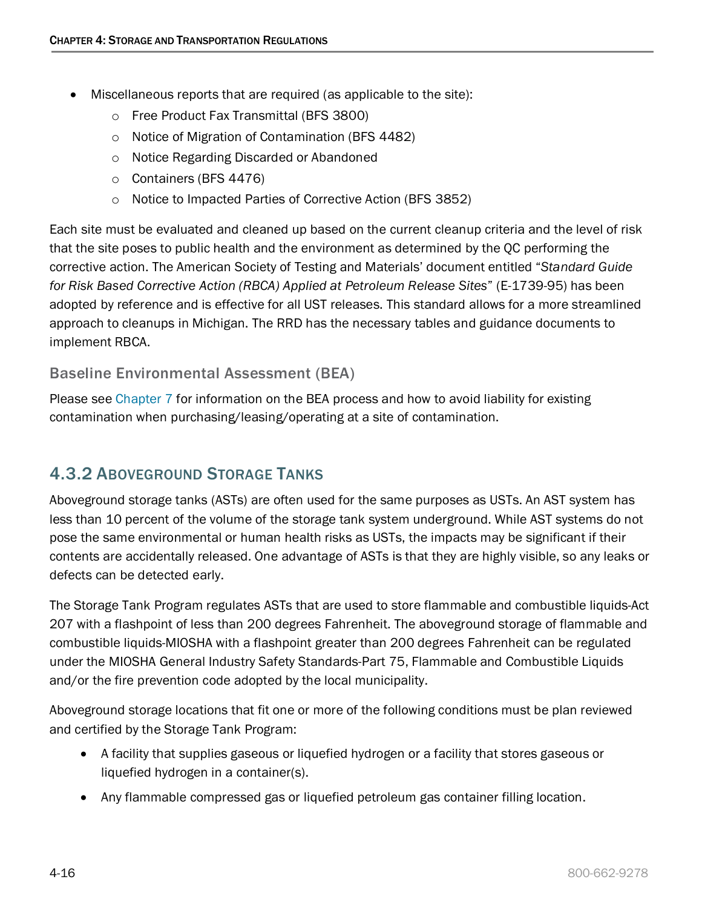- Miscellaneous reports that are required (as applicable to the site):
    - Free Product Fax Transmittal (BFS 3800)
    - Notice of Migration of Contamination (BFS 4482)
    - Notice Regarding Discarded or Abandoned
    - Containers (BFS 4476)
    - Notice to Impacted Parties of Corrective Action (BFS 3852)

Each site must be evaluated and cleaned up based on the current cleanup criteria and the level of risk that the site poses to public health and the environment as determined by the QC performing the corrective action. The American Society of Testing and Materials' document entitled "*Standard Guide for Risk Based Corrective Action (RBCA) Applied at Petroleum Release Sites*" (E-1739-95) has been adopted by reference and is effective for all UST releases. This standard allows for a more streamlined approach to cleanups in Michigan. The RRD has the necessary tables and guidance documents to implement RBCA.

### Baseline Environmental Assessment (BEA)

Please see Chapter 7 for information on the BEA process and how to avoid liability for existing contamination when purchasing/leasing/operating at a site of contamination.

## 4.3.2 Aboveground Storage Tanks

Aboveground storage tanks (ASTs) are often used for the same purposes as USTs. An AST system has less than 10 percent of the volume of the storage tank system underground. While AST systems do not pose the same environmental or human health risks as USTs, the impacts may be significant if their contents are accidentally released. One advantage of ASTs is that they are highly visible, so any leaks or defects can be detected early.

The Storage Tank Program regulates ASTs that are used to store flammable and combustible liquids-Act 207 with a flashpoint of less than 200 degrees Fahrenheit. The aboveground storage of flammable and combustible liquids-MIOSHA with a flashpoint greater than 200 degrees Fahrenheit can be regulated under the MIOSHA General Industry Safety Standards-Part 75, Flammable and Combustible Liquids and/or the fire prevention code adopted by the local municipality.

Aboveground storage locations that fit one or more of the following conditions must be plan reviewed and certified by the Storage Tank Program:

- A facility that supplies gaseous or liquefied hydrogen or a facility that stores gaseous or liquefied hydrogen in a container(s).
- Any flammable compressed gas or liquefied petroleum gas container filling location.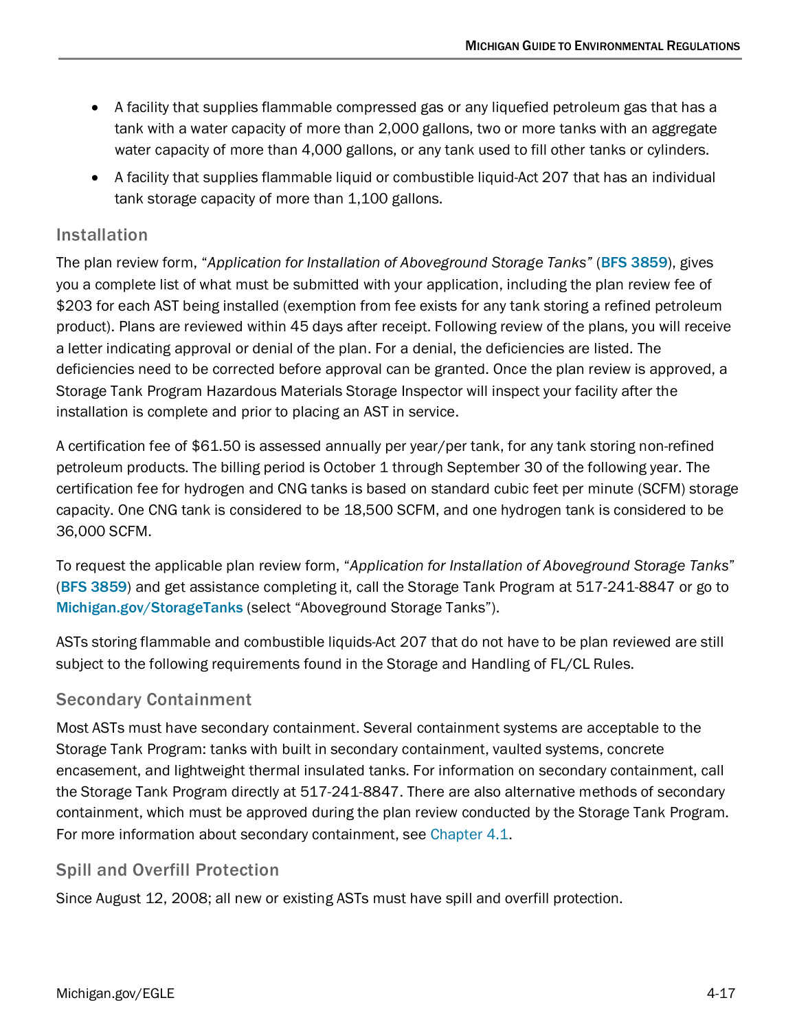- A facility that supplies flammable compressed gas or any liquefied petroleum gas that has a tank with a water capacity of more than 2,000 gallons, two or more tanks with an aggregate water capacity of more than 4,000 gallons, or any tank used to fill other tanks or cylinders.
- A facility that supplies flammable liquid or combustible liquid-Act 207 that has an individual tank storage capacity of more than 1,100 gallons.

### Installation

The plan review form, "*Application for Installation of Aboveground Storage Tanks*" (**BFS 3859**), gives you a complete list of what must be submitted with your application, including the plan review fee of $203 for each AST being installed (exemption from fee exists for any tank storing a refined petroleum product). Plans are reviewed within 45 days after receipt. Following review of the plans, you will receive a letter indicating approval or denial of the plan. For a denial, the deficiencies are listed. The deficiencies need to be corrected before approval can be granted. Once the plan review is approved, a Storage Tank Program Hazardous Materials Storage Inspector will inspect your facility after the installation is complete and prior to placing an AST in service.

A certification fee of $61.50 is assessed annually per year/per tank, for any tank storing non-refined petroleum products. The billing period is October 1 through September 30 of the following year. The certification fee for hydrogen and CNG tanks is based on standard cubic feet per minute (SCFM) storage capacity. One CNG tank is considered to be 18,500 SCFM, and one hydrogen tank is considered to be 36,000 SCFM.

To request the applicable plan review form, "*Application for Installation of Aboveground Storage Tanks*" (**BFS 3859**) and get assistance completing it, call the Storage Tank Program at 517-241-8847 or go to **Michigan.gov/StorageTanks** (select "Aboveground Storage Tanks").

ASTs storing flammable and combustible liquids-Act 207 that do not have to be plan reviewed are still subject to the following requirements found in the Storage and Handling of FL/CL Rules.

### Secondary Containment

Most ASTs must have secondary containment. Several containment systems are acceptable to the Storage Tank Program: tanks with built in secondary containment, vaulted systems, concrete encasement, and lightweight thermal insulated tanks. For information on secondary containment, call the Storage Tank Program directly at 517-241-8847. There are also alternative methods of secondary containment, which must be approved during the plan review conducted by the Storage Tank Program. For more information about secondary containment, see Chapter 4.1.

### Spill and Overfill Protection

Since August 12, 2008; all new or existing ASTs must have spill and overfill protection.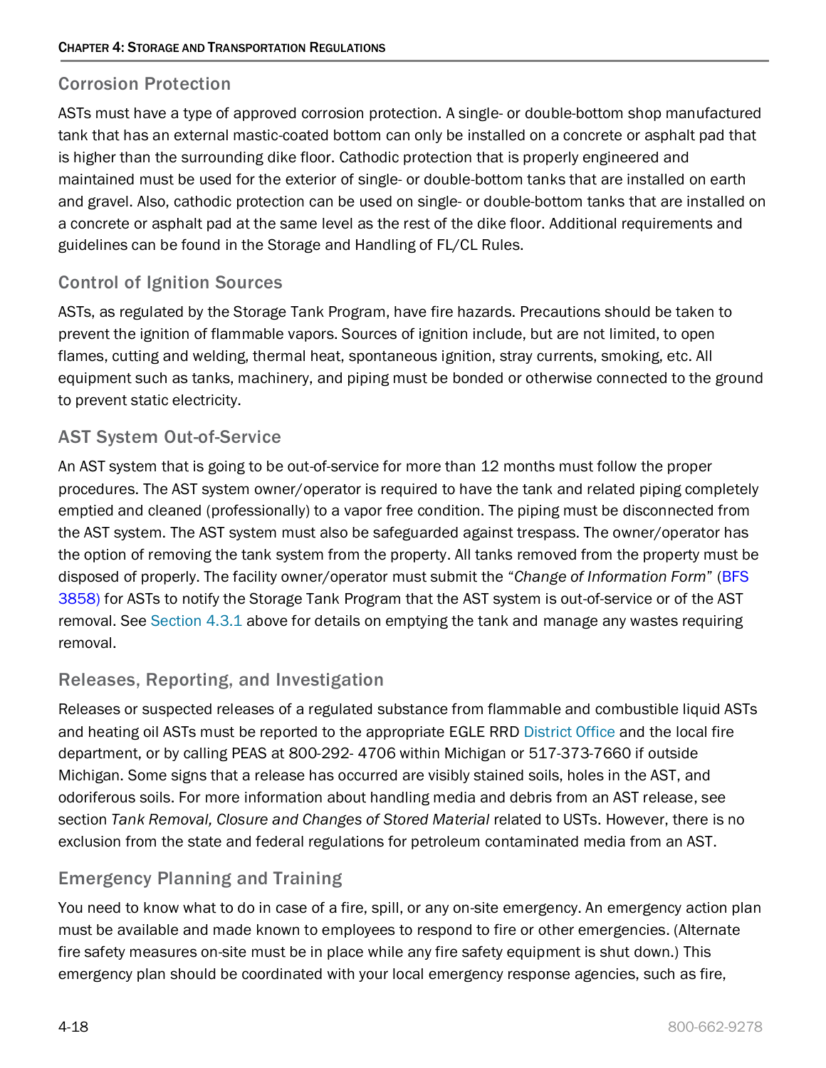### Corrosion Protection

ASTs must have a type of approved corrosion protection. A single- or double-bottom shop manufactured tank that has an external mastic-coated bottom can only be installed on a concrete or asphalt pad that is higher than the surrounding dike floor. Cathodic protection that is properly engineered and maintained must be used for the exterior of single- or double-bottom tanks that are installed on earth and gravel. Also, cathodic protection can be used on single- or double-bottom tanks that are installed on a concrete or asphalt pad at the same level as the rest of the dike floor. Additional requirements and guidelines can be found in the Storage and Handling of FL/CL Rules.

### Control of Ignition Sources

ASTs, as regulated by the Storage Tank Program, have fire hazards. Precautions should be taken to prevent the ignition of flammable vapors. Sources of ignition include, but are not limited, to open flames, cutting and welding, thermal heat, spontaneous ignition, stray currents, smoking, etc. All equipment such as tanks, machinery, and piping must be bonded or otherwise connected to the ground to prevent static electricity.

### AST System Out-of-Service

An AST system that is going to be out-of-service for more than 12 months must follow the proper procedures. The AST system owner/operator is required to have the tank and related piping completely emptied and cleaned (professionally) to a vapor free condition. The piping must be disconnected from the AST system. The AST system must also be safeguarded against trespass. The owner/operator has the option of removing the tank system from the property. All tanks removed from the property must be disposed of properly. The facility owner/operator must submit the "*Change of Information Form*" (BFS 3858) for ASTs to notify the Storage Tank Program that the AST system is out-of-service or of the AST removal. See Section 4.3.1 above for details on emptying the tank and manage any wastes requiring removal.

### Releases, Reporting, and Investigation

Releases or suspected releases of a regulated substance from flammable and combustible liquid ASTs and heating oil ASTs must be reported to the appropriate EGLE RRD District Office and the local fire department, or by calling PEAS at 800-292- 4706 within Michigan or 517-373-7660 if outside Michigan. Some signs that a release has occurred are visibly stained soils, holes in the AST, and odoriferous soils. For more information about handling media and debris from an AST release, see section *Tank Removal, Closure and Changes of Stored Material* related to USTs. However, there is no exclusion from the state and federal regulations for petroleum contaminated media from an AST.

### Emergency Planning and Training

You need to know what to do in case of a fire, spill, or any on-site emergency. An emergency action plan must be available and made known to employees to respond to fire or other emergencies. (Alternate fire safety measures on-site must be in place while any fire safety equipment is shut down.) This emergency plan should be coordinated with your local emergency response agencies, such as fire,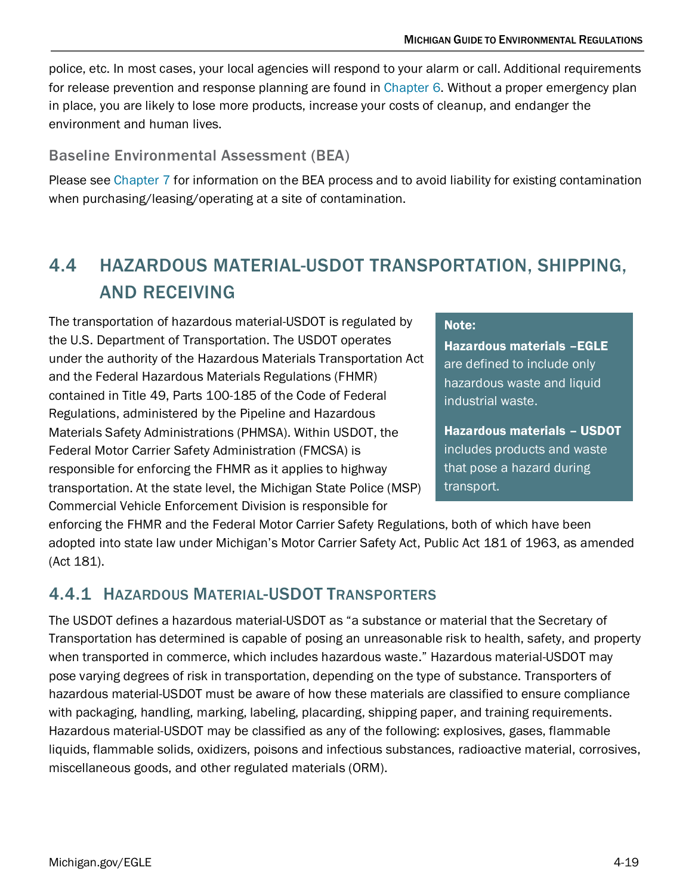police, etc. In most cases, your local agencies will respond to your alarm or call. Additional requirements for release prevention and response planning are found in Chapter 6. Without a proper emergency plan in place, you are likely to lose more products, increase your costs of cleanup, and endanger the environment and human lives.

### Baseline Environmental Assessment (BEA)

Please see Chapter 7 for information on the BEA process and to avoid liability for existing contamination when purchasing/leasing/operating at a site of contamination.

## 4.4 HAZARDOUS MATERIAL-USDOT TRANSPORTATION, SHIPPING, AND RECEIVING

> **Note:**
>
> **Hazardous materials –EGLE** are defined to include only hazardous waste and liquid industrial waste.
>
> **Hazardous materials – USDOT** includes products and waste that pose a hazard during transport.

The transportation of hazardous material-USDOT is regulated by the U.S. Department of Transportation. The USDOT operates under the authority of the Hazardous Materials Transportation Act and the Federal Hazardous Materials Regulations (FHMR) contained in Title 49, Parts 100-185 of the Code of Federal Regulations, administered by the Pipeline and Hazardous Materials Safety Administrations (PHMSA). Within USDOT, the Federal Motor Carrier Safety Administration (FMCSA) is responsible for enforcing the FHMR as it applies to highway transportation. At the state level, the Michigan State Police (MSP) Commercial Vehicle Enforcement Division is responsible for enforcing the FHMR and the Federal Motor Carrier Safety Regulations, both of which have been adopted into state law under Michigan's Motor Carrier Safety Act, Public Act 181 of 1963, as amended (Act 181).

### 4.4.1 HAZARDOUS MATERIAL-USDOT TRANSPORTERS

The USDOT defines a hazardous material-USDOT as "a substance or material that the Secretary of Transportation has determined is capable of posing an unreasonable risk to health, safety, and property when transported in commerce, which includes hazardous waste." Hazardous material-USDOT may pose varying degrees of risk in transportation, depending on the type of substance. Transporters of hazardous material-USDOT must be aware of how these materials are classified to ensure compliance with packaging, handling, marking, labeling, placarding, shipping paper, and training requirements. Hazardous material-USDOT may be classified as any of the following: explosives, gases, flammable liquids, flammable solids, oxidizers, poisons and infectious substances, radioactive material, corrosives, miscellaneous goods, and other regulated materials (ORM).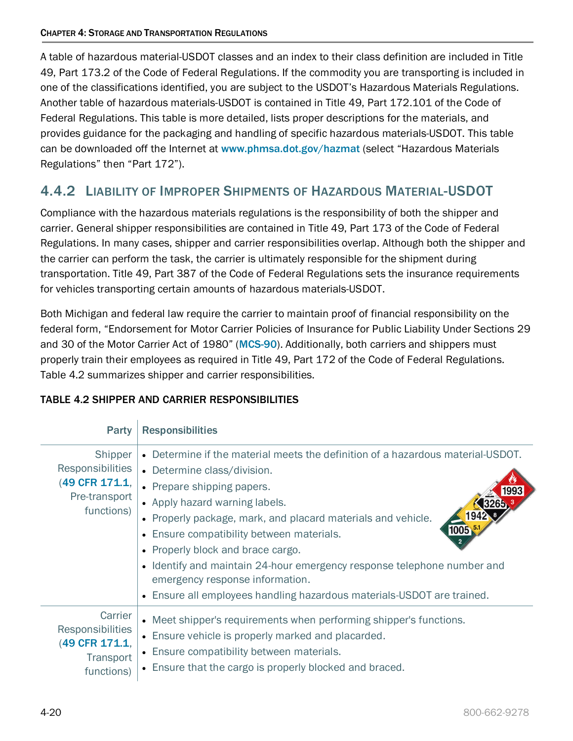A table of hazardous material-USDOT classes and an index to their class definition are included in Title 49, Part 173.2 of the Code of Federal Regulations. If the commodity you are transporting is included in one of the classifications identified, you are subject to the USDOT's Hazardous Materials Regulations. Another table of hazardous materials-USDOT is contained in Title 49, Part 172.101 of the Code of Federal Regulations. This table is more detailed, lists proper descriptions for the materials, and provides guidance for the packaging and handling of specific hazardous materials-USDOT. This table can be downloaded off the Internet at www.phmsa.dot.gov/hazmat (select "Hazardous Materials Regulations" then "Part 172").

## 4.4.2 Liability of Improper Shipments of Hazardous Material-USDOT

Compliance with the hazardous materials regulations is the responsibility of both the shipper and carrier. General shipper responsibilities are contained in Title 49, Part 173 of the Code of Federal Regulations. In many cases, shipper and carrier responsibilities overlap. Although both the shipper and the carrier can perform the task, the carrier is ultimately responsible for the shipment during transportation. Title 49, Part 387 of the Code of Federal Regulations sets the insurance requirements for vehicles transporting certain amounts of hazardous materials-USDOT.

Both Michigan and federal law require the carrier to maintain proof of financial responsibility on the federal form, "Endorsement for Motor Carrier Policies of Insurance for Public Liability Under Sections 29 and 30 of the Motor Carrier Act of 1980" (MCS-90). Additionally, both carriers and shippers must properly train their employees as required in Title 49, Part 172 of the Code of Federal Regulations. Table 4.2 summarizes shipper and carrier responsibilities.

**TABLE 4.2 SHIPPER AND CARRIER RESPONSIBILITIES**

| Party | Responsibilities |
|---|---|
| Shipper Responsibilities (49 CFR 171.1, Pre-transport functions) | • Determine if the material meets the definition of a hazardous material-USDOT.<br>• Determine class/division.<br>• Prepare shipping papers.<br>• Apply hazard warning labels.<br>• Properly package, mark, and placard materials and vehicle.<br>• Ensure compatibility between materials.<br>• Properly block and brace cargo.<br>• Identify and maintain 24-hour emergency response telephone number and emergency response information.<br>• Ensure all employees handling hazardous materials-USDOT are trained. |
| Carrier Responsibilities (49 CFR 171.1, Transport functions) | • Meet shipper's requirements when performing shipper's functions.<br>• Ensure vehicle is properly marked and placarded.<br>• Ensure compatibility between materials.<br>• Ensure that the cargo is properly blocked and braced. |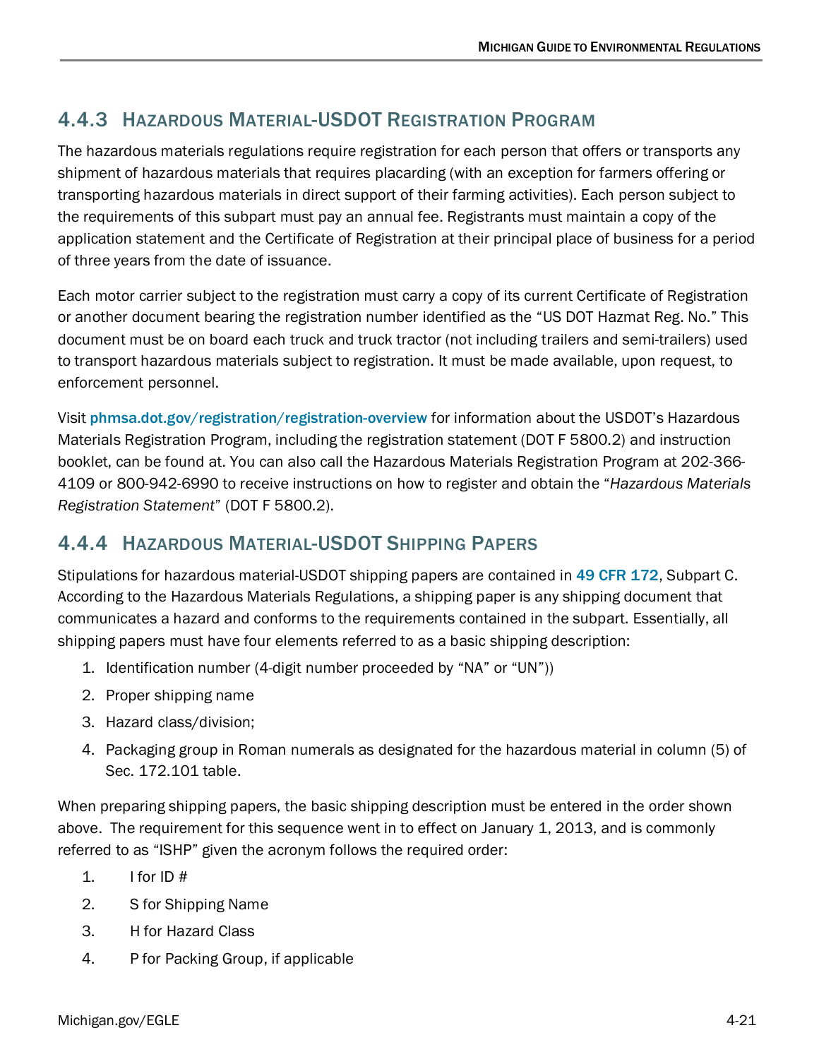### 4.4.3 Hazardous Material-USDOT Registration Program

The hazardous materials regulations require registration for each person that offers or transports any shipment of hazardous materials that requires placarding (with an exception for farmers offering or transporting hazardous materials in direct support of their farming activities). Each person subject to the requirements of this subpart must pay an annual fee. Registrants must maintain a copy of the application statement and the Certificate of Registration at their principal place of business for a period of three years from the date of issuance.

Each motor carrier subject to the registration must carry a copy of its current Certificate of Registration or another document bearing the registration number identified as the "US DOT Hazmat Reg. No." This document must be on board each truck and truck tractor (not including trailers and semi-trailers) used to transport hazardous materials subject to registration. It must be made available, upon request, to enforcement personnel.

Visit phmsa.dot.gov/registration/registration-overview for information about the USDOT's Hazardous Materials Registration Program, including the registration statement (DOT F 5800.2) and instruction booklet, can be found at. You can also call the Hazardous Materials Registration Program at 202-366-4109 or 800-942-6990 to receive instructions on how to register and obtain the "*Hazardous Materials Registration Statement*" (DOT F 5800.2).

### 4.4.4 Hazardous Material-USDOT Shipping Papers

Stipulations for hazardous material-USDOT shipping papers are contained in 49 CFR 172, Subpart C. According to the Hazardous Materials Regulations, a shipping paper is any shipping document that communicates a hazard and conforms to the requirements contained in the subpart. Essentially, all shipping papers must have four elements referred to as a basic shipping description:

1. Identification number (4-digit number proceeded by "NA" or "UN"))
2. Proper shipping name
3. Hazard class/division;
4. Packaging group in Roman numerals as designated for the hazardous material in column (5) of Sec. 172.101 table.

When preparing shipping papers, the basic shipping description must be entered in the order shown above. The requirement for this sequence went in to effect on January 1, 2013, and is commonly referred to as "ISHP" given the acronym follows the required order:

1. I for ID #
2. S for Shipping Name
3. H for Hazard Class
4. P for Packing Group, if applicable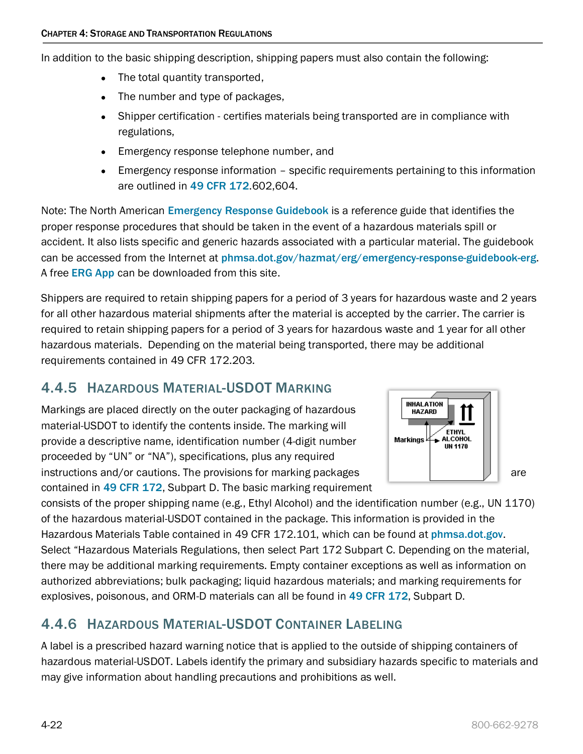In addition to the basic shipping description, shipping papers must also contain the following:

- The total quantity transported,
- The number and type of packages,
- Shipper certification - certifies materials being transported are in compliance with regulations,
- Emergency response telephone number, and
- Emergency response information – specific requirements pertaining to this information are outlined in 49 CFR 172.602,604.

Note: The North American Emergency Response Guidebook is a reference guide that identifies the proper response procedures that should be taken in the event of a hazardous materials spill or accident. It also lists specific and generic hazards associated with a particular material. The guidebook can be accessed from the Internet at phmsa.dot.gov/hazmat/erg/emergency-response-guidebook-erg. A free ERG App can be downloaded from this site.

Shippers are required to retain shipping papers for a period of 3 years for hazardous waste and 2 years for all other hazardous material shipments after the material is accepted by the carrier. The carrier is required to retain shipping papers for a period of 3 years for hazardous waste and 1 year for all other hazardous materials. Depending on the material being transported, there may be additional requirements contained in 49 CFR 172.203.

## 4.4.5 Hazardous Material-USDOT Marking

Markings are placed directly on the outer packaging of hazardous material-USDOT to identify the contents inside. The marking will provide a descriptive name, identification number (4-digit number proceeded by "UN" or "NA"), specifications, plus any required instructions and/or cautions. The provisions for marking packages are contained in 49 CFR 172, Subpart D. The basic marking requirement consists of the proper shipping name (e.g., Ethyl Alcohol) and the identification number (e.g., UN 1170) of the hazardous material-USDOT contained in the package. This information is provided in the Hazardous Materials Table contained in 49 CFR 172.101, which can be found at phmsa.dot.gov. Select "Hazardous Materials Regulations, then select Part 172 Subpart C. Depending on the material, there may be additional marking requirements. Empty container exceptions as well as information on authorized abbreviations; bulk packaging; liquid hazardous materials; and marking requirements for explosives, poisonous, and ORM-D materials can all be found in 49 CFR 172, Subpart D.

## 4.4.6 Hazardous Material-USDOT Container Labeling

A label is a prescribed hazard warning notice that is applied to the outside of shipping containers of hazardous material-USDOT. Labels identify the primary and subsidiary hazards specific to materials and may give information about handling precautions and prohibitions as well.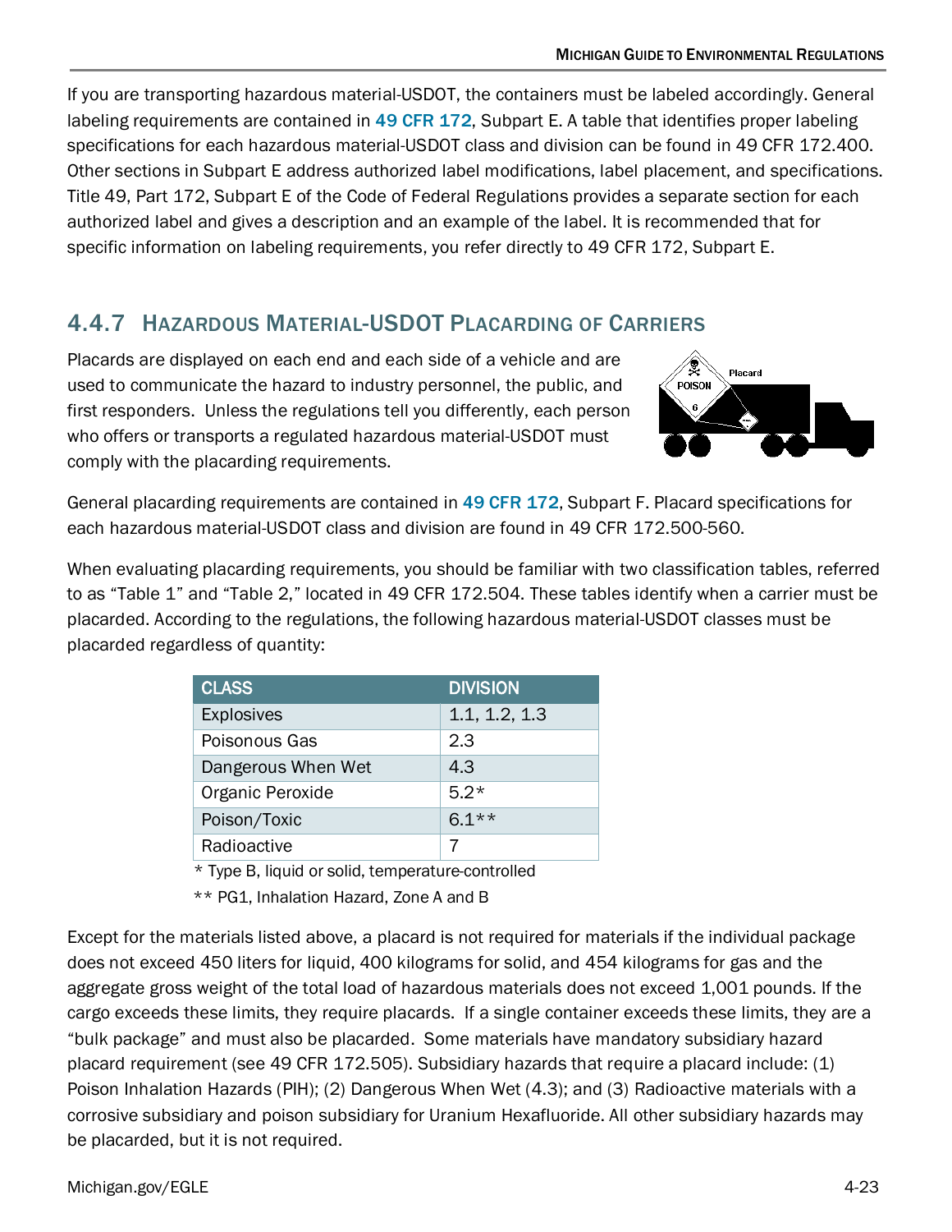If you are transporting hazardous material-USDOT, the containers must be labeled accordingly. General labeling requirements are contained in 49 CFR 172, Subpart E. A table that identifies proper labeling specifications for each hazardous material-USDOT class and division can be found in 49 CFR 172.400. Other sections in Subpart E address authorized label modifications, label placement, and specifications. Title 49, Part 172, Subpart E of the Code of Federal Regulations provides a separate section for each authorized label and gives a description and an example of the label. It is recommended that for specific information on labeling requirements, you refer directly to 49 CFR 172, Subpart E.

### 4.4.7 Hazardous Material-USDOT Placarding of Carriers

Placards are displayed on each end and each side of a vehicle and are used to communicate the hazard to industry personnel, the public, and first responders. Unless the regulations tell you differently, each person who offers or transports a regulated hazardous material-USDOT must comply with the placarding requirements.

General placarding requirements are contained in 49 CFR 172, Subpart F. Placard specifications for each hazardous material-USDOT class and division are found in 49 CFR 172.500-560.

When evaluating placarding requirements, you should be familiar with two classification tables, referred to as "Table 1" and "Table 2," located in 49 CFR 172.504. These tables identify when a carrier must be placarded. According to the regulations, the following hazardous material-USDOT classes must be placarded regardless of quantity:

| CLASS | DIVISION |
| --- | --- |
| Explosives | 1.1, 1.2, 1.3 |
| Poisonous Gas | 2.3 |
| Dangerous When Wet | 4.3 |
| Organic Peroxide | 5.2* |
| Poison/Toxic | 6.1** |
| Radioactive | 7 |

\* Type B, liquid or solid, temperature-controlled

\*\* PG1, Inhalation Hazard, Zone A and B

Except for the materials listed above, a placard is not required for materials if the individual package does not exceed 450 liters for liquid, 400 kilograms for solid, and 454 kilograms for gas and the aggregate gross weight of the total load of hazardous materials does not exceed 1,001 pounds. If the cargo exceeds these limits, they require placards. If a single container exceeds these limits, they are a "bulk package" and must also be placarded. Some materials have mandatory subsidiary hazard placard requirement (see 49 CFR 172.505). Subsidiary hazards that require a placard include: (1) Poison Inhalation Hazards (PIH); (2) Dangerous When Wet (4.3); and (3) Radioactive materials with a corrosive subsidiary and poison subsidiary for Uranium Hexafluoride. All other subsidiary hazards may be placarded, but it is not required.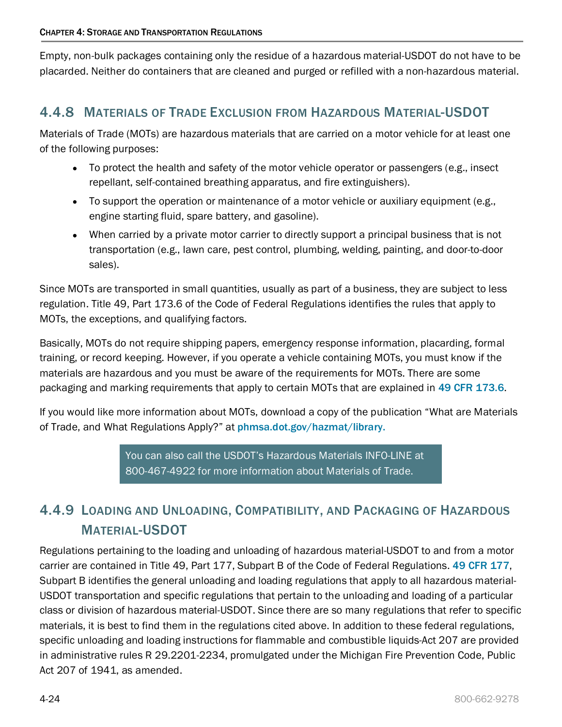Empty, non-bulk packages containing only the residue of a hazardous material-USDOT do not have to be placarded. Neither do containers that are cleaned and purged or refilled with a non-hazardous material.

### 4.4.8 Materials of Trade Exclusion from Hazardous Material-USDOT

Materials of Trade (MOTs) are hazardous materials that are carried on a motor vehicle for at least one of the following purposes:

- To protect the health and safety of the motor vehicle operator or passengers (e.g., insect repellant, self-contained breathing apparatus, and fire extinguishers).
- To support the operation or maintenance of a motor vehicle or auxiliary equipment (e.g., engine starting fluid, spare battery, and gasoline).
- When carried by a private motor carrier to directly support a principal business that is not transportation (e.g., lawn care, pest control, plumbing, welding, painting, and door-to-door sales).

Since MOTs are transported in small quantities, usually as part of a business, they are subject to less regulation. Title 49, Part 173.6 of the Code of Federal Regulations identifies the rules that apply to MOTs, the exceptions, and qualifying factors.

Basically, MOTs do not require shipping papers, emergency response information, placarding, formal training, or record keeping. However, if you operate a vehicle containing MOTs, you must know if the materials are hazardous and you must be aware of the requirements for MOTs. There are some packaging and marking requirements that apply to certain MOTs that are explained in 49 CFR 173.6.

If you would like more information about MOTs, download a copy of the publication "What are Materials of Trade, and What Regulations Apply?" at phmsa.dot.gov/hazmat/library.

> You can also call the USDOT's Hazardous Materials INFO-LINE at 800-467-4922 for more information about Materials of Trade.

### 4.4.9 Loading and Unloading, Compatibility, and Packaging of Hazardous Material-USDOT

Regulations pertaining to the loading and unloading of hazardous material-USDOT to and from a motor carrier are contained in Title 49, Part 177, Subpart B of the Code of Federal Regulations. 49 CFR 177, Subpart B identifies the general unloading and loading regulations that apply to all hazardous material-USDOT transportation and specific regulations that pertain to the unloading and loading of a particular class or division of hazardous material-USDOT. Since there are so many regulations that refer to specific materials, it is best to find them in the regulations cited above. In addition to these federal regulations, specific unloading and loading instructions for flammable and combustible liquids-Act 207 are provided in administrative rules R 29.2201-2234, promulgated under the Michigan Fire Prevention Code, Public Act 207 of 1941, as amended.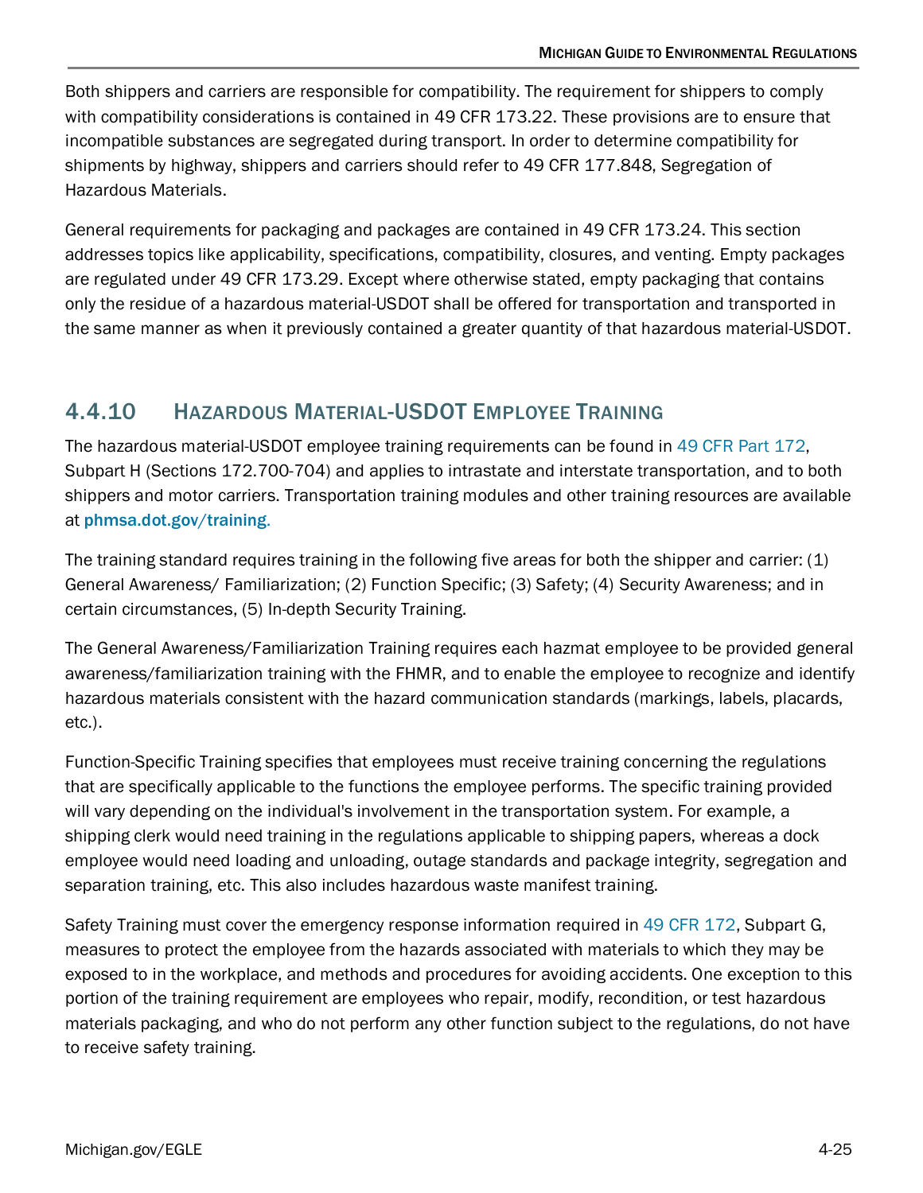Both shippers and carriers are responsible for compatibility. The requirement for shippers to comply with compatibility considerations is contained in 49 CFR 173.22. These provisions are to ensure that incompatible substances are segregated during transport. In order to determine compatibility for shipments by highway, shippers and carriers should refer to 49 CFR 177.848, Segregation of Hazardous Materials.

General requirements for packaging and packages are contained in 49 CFR 173.24. This section addresses topics like applicability, specifications, compatibility, closures, and venting. Empty packages are regulated under 49 CFR 173.29. Except where otherwise stated, empty packaging that contains only the residue of a hazardous material-USDOT shall be offered for transportation and transported in the same manner as when it previously contained a greater quantity of that hazardous material-USDOT.

### 4.4.10 Hazardous Material-USDOT Employee Training

The hazardous material-USDOT employee training requirements can be found in 49 CFR Part 172, Subpart H (Sections 172.700-704) and applies to intrastate and interstate transportation, and to both shippers and motor carriers. Transportation training modules and other training resources are available at **phmsa.dot.gov/training**.

The training standard requires training in the following five areas for both the shipper and carrier: (1) General Awareness/ Familiarization; (2) Function Specific; (3) Safety; (4) Security Awareness; and in certain circumstances, (5) In-depth Security Training.

The General Awareness/Familiarization Training requires each hazmat employee to be provided general awareness/familiarization training with the FHMR, and to enable the employee to recognize and identify hazardous materials consistent with the hazard communication standards (markings, labels, placards, etc.).

Function-Specific Training specifies that employees must receive training concerning the regulations that are specifically applicable to the functions the employee performs. The specific training provided will vary depending on the individual's involvement in the transportation system. For example, a shipping clerk would need training in the regulations applicable to shipping papers, whereas a dock employee would need loading and unloading, outage standards and package integrity, segregation and separation training, etc. This also includes hazardous waste manifest training.

Safety Training must cover the emergency response information required in 49 CFR 172, Subpart G, measures to protect the employee from the hazards associated with materials to which they may be exposed to in the workplace, and methods and procedures for avoiding accidents. One exception to this portion of the training requirement are employees who repair, modify, recondition, or test hazardous materials packaging, and who do not perform any other function subject to the regulations, do not have to receive safety training.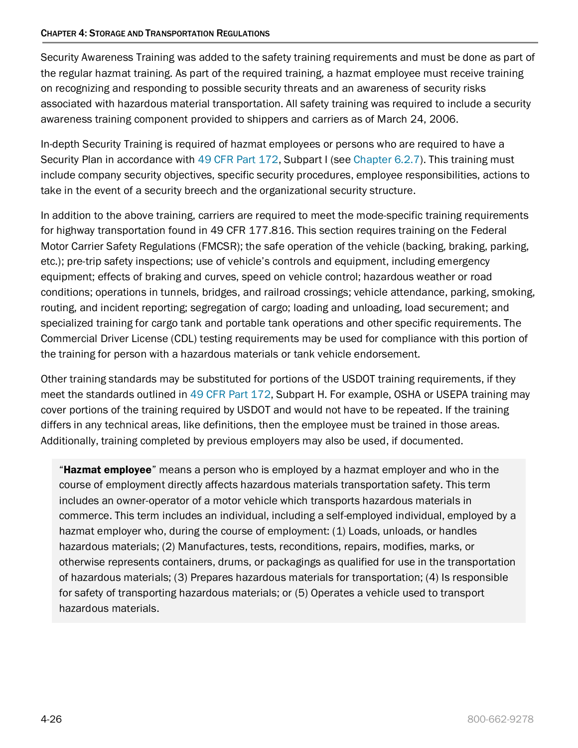Security Awareness Training was added to the safety training requirements and must be done as part of the regular hazmat training. As part of the required training, a hazmat employee must receive training on recognizing and responding to possible security threats and an awareness of security risks associated with hazardous material transportation. All safety training was required to include a security awareness training component provided to shippers and carriers as of March 24, 2006.

In-depth Security Training is required of hazmat employees or persons who are required to have a Security Plan in accordance with 49 CFR Part 172, Subpart I (see Chapter 6.2.7). This training must include company security objectives, specific security procedures, employee responsibilities, actions to take in the event of a security breech and the organizational security structure.

In addition to the above training, carriers are required to meet the mode-specific training requirements for highway transportation found in 49 CFR 177.816. This section requires training on the Federal Motor Carrier Safety Regulations (FMCSR); the safe operation of the vehicle (backing, braking, parking, etc.); pre-trip safety inspections; use of vehicle's controls and equipment, including emergency equipment; effects of braking and curves, speed on vehicle control; hazardous weather or road conditions; operations in tunnels, bridges, and railroad crossings; vehicle attendance, parking, smoking, routing, and incident reporting; segregation of cargo; loading and unloading, load securement; and specialized training for cargo tank and portable tank operations and other specific requirements. The Commercial Driver License (CDL) testing requirements may be used for compliance with this portion of the training for person with a hazardous materials or tank vehicle endorsement.

Other training standards may be substituted for portions of the USDOT training requirements, if they meet the standards outlined in 49 CFR Part 172, Subpart H. For example, OSHA or USEPA training may cover portions of the training required by USDOT and would not have to be repeated. If the training differs in any technical areas, like definitions, then the employee must be trained in those areas. Additionally, training completed by previous employers may also be used, if documented.

> "**Hazmat employee**" means a person who is employed by a hazmat employer and who in the course of employment directly affects hazardous materials transportation safety. This term includes an owner-operator of a motor vehicle which transports hazardous materials in commerce. This term includes an individual, including a self-employed individual, employed by a hazmat employer who, during the course of employment: (1) Loads, unloads, or handles hazardous materials; (2) Manufactures, tests, reconditions, repairs, modifies, marks, or otherwise represents containers, drums, or packagings as qualified for use in the transportation of hazardous materials; (3) Prepares hazardous materials for transportation; (4) Is responsible for safety of transporting hazardous materials; or (5) Operates a vehicle used to transport hazardous materials.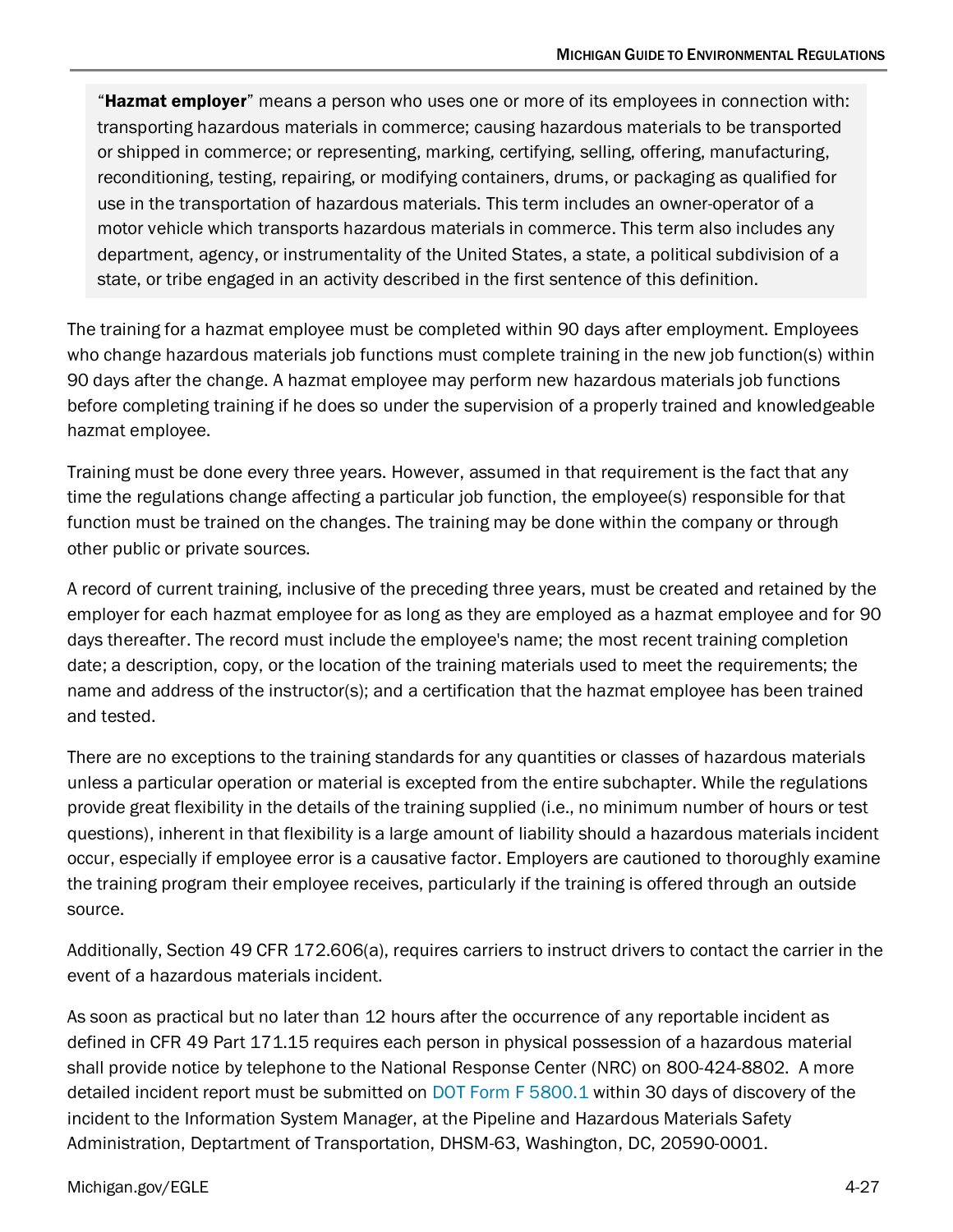"**Hazmat employer**" means a person who uses one or more of its employees in connection with: transporting hazardous materials in commerce; causing hazardous materials to be transported or shipped in commerce; or representing, marking, certifying, selling, offering, manufacturing, reconditioning, testing, repairing, or modifying containers, drums, or packaging as qualified for use in the transportation of hazardous materials. This term includes an owner-operator of a motor vehicle which transports hazardous materials in commerce. This term also includes any department, agency, or instrumentality of the United States, a state, a political subdivision of a state, or tribe engaged in an activity described in the first sentence of this definition.

The training for a hazmat employee must be completed within 90 days after employment. Employees who change hazardous materials job functions must complete training in the new job function(s) within 90 days after the change. A hazmat employee may perform new hazardous materials job functions before completing training if he does so under the supervision of a properly trained and knowledgeable hazmat employee.

Training must be done every three years. However, assumed in that requirement is the fact that any time the regulations change affecting a particular job function, the employee(s) responsible for that function must be trained on the changes. The training may be done within the company or through other public or private sources.

A record of current training, inclusive of the preceding three years, must be created and retained by the employer for each hazmat employee for as long as they are employed as a hazmat employee and for 90 days thereafter. The record must include the employee's name; the most recent training completion date; a description, copy, or the location of the training materials used to meet the requirements; the name and address of the instructor(s); and a certification that the hazmat employee has been trained and tested.

There are no exceptions to the training standards for any quantities or classes of hazardous materials unless a particular operation or material is excepted from the entire subchapter. While the regulations provide great flexibility in the details of the training supplied (i.e., no minimum number of hours or test questions), inherent in that flexibility is a large amount of liability should a hazardous materials incident occur, especially if employee error is a causative factor. Employers are cautioned to thoroughly examine the training program their employee receives, particularly if the training is offered through an outside source.

Additionally, Section 49 CFR 172.606(a), requires carriers to instruct drivers to contact the carrier in the event of a hazardous materials incident.

As soon as practical but no later than 12 hours after the occurrence of any reportable incident as defined in CFR 49 Part 171.15 requires each person in physical possession of a hazardous material shall provide notice by telephone to the National Response Center (NRC) on 800-424-8802. A more detailed incident report must be submitted on DOT Form F 5800.1 within 30 days of discovery of the incident to the Information System Manager, at the Pipeline and Hazardous Materials Safety Administration, Deptartment of Transportation, DHSM-63, Washington, DC, 20590-0001.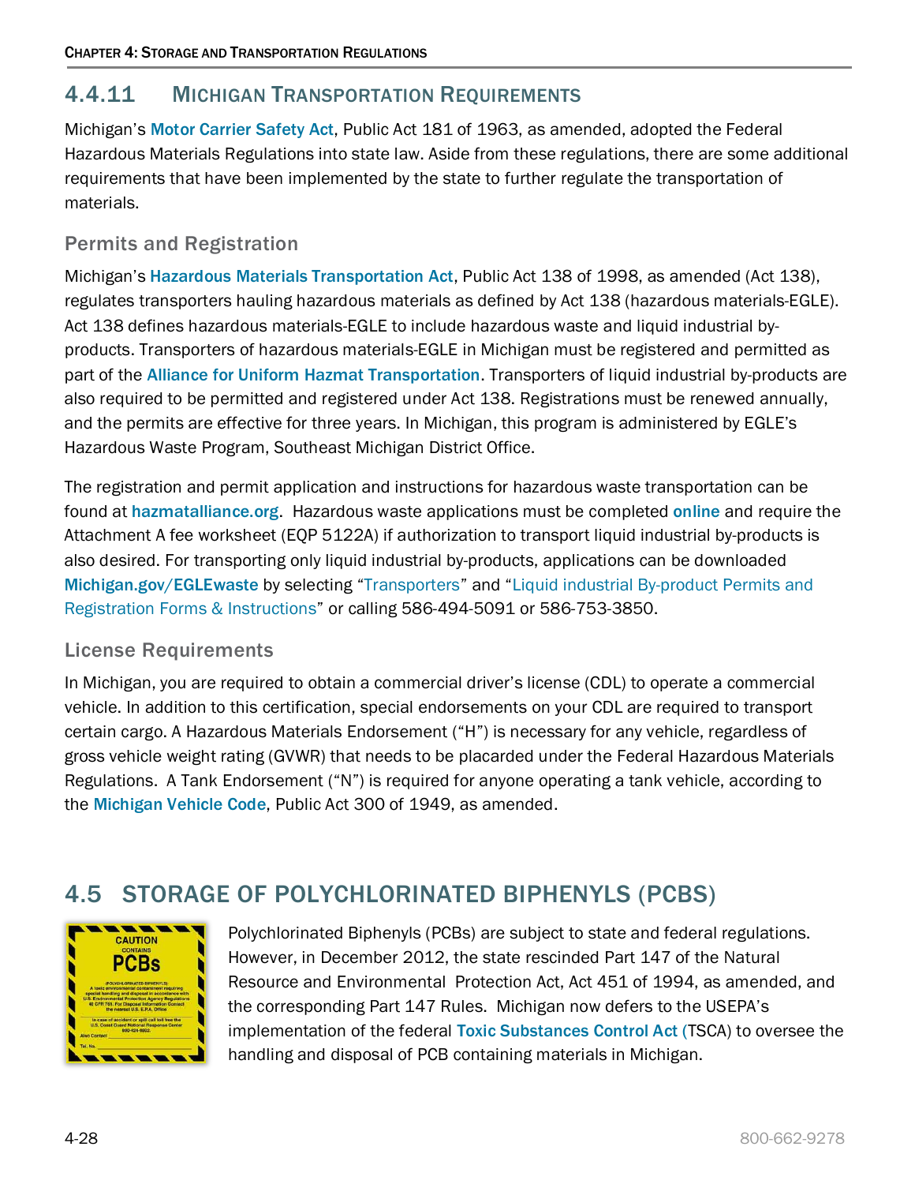## 4.4.11 MICHIGAN TRANSPORTATION REQUIREMENTS

Michigan's **Motor Carrier Safety Act**, Public Act 181 of 1963, as amended, adopted the Federal Hazardous Materials Regulations into state law. Aside from these regulations, there are some additional requirements that have been implemented by the state to further regulate the transportation of materials.

### Permits and Registration

Michigan's **Hazardous Materials Transportation Act**, Public Act 138 of 1998, as amended (Act 138), regulates transporters hauling hazardous materials as defined by Act 138 (hazardous materials-EGLE). Act 138 defines hazardous materials-EGLE to include hazardous waste and liquid industrial by-products. Transporters of hazardous materials-EGLE in Michigan must be registered and permitted as part of the Alliance for Uniform Hazmat Transportation. Transporters of liquid industrial by-products are also required to be permitted and registered under Act 138. Registrations must be renewed annually, and the permits are effective for three years. In Michigan, this program is administered by EGLE's Hazardous Waste Program, Southeast Michigan District Office.

The registration and permit application and instructions for hazardous waste transportation can be found at **hazmatalliance.org**. Hazardous waste applications must be completed **online** and require the Attachment A fee worksheet (EQP 5122A) if authorization to transport liquid industrial by-products is also desired. For transporting only liquid industrial by-products, applications can be downloaded **Michigan.gov/EGLEwaste** by selecting "Transporters" and "Liquid industrial By-product Permits and Registration Forms & Instructions" or calling 586-494-5091 or 586-753-3850.

### License Requirements

In Michigan, you are required to obtain a commercial driver's license (CDL) to operate a commercial vehicle. In addition to this certification, special endorsements on your CDL are required to transport certain cargo. A Hazardous Materials Endorsement ("H") is necessary for any vehicle, regardless of gross vehicle weight rating (GVWR) that needs to be placarded under the Federal Hazardous Materials Regulations. A Tank Endorsement ("N") is required for anyone operating a tank vehicle, according to the **Michigan Vehicle Code**, Public Act 300 of 1949, as amended.

# 4.5 STORAGE OF POLYCHLORINATED BIPHENYLS (PCBS)

Polychlorinated Biphenyls (PCBs) are subject to state and federal regulations. However, in December 2012, the state rescinded Part 147 of the Natural Resource and Environmental Protection Act, Act 451 of 1994, as amended, and the corresponding Part 147 Rules. Michigan now defers to the USEPA's implementation of the federal **Toxic Substances Control Act** (TSCA) to oversee the handling and disposal of PCB containing materials in Michigan.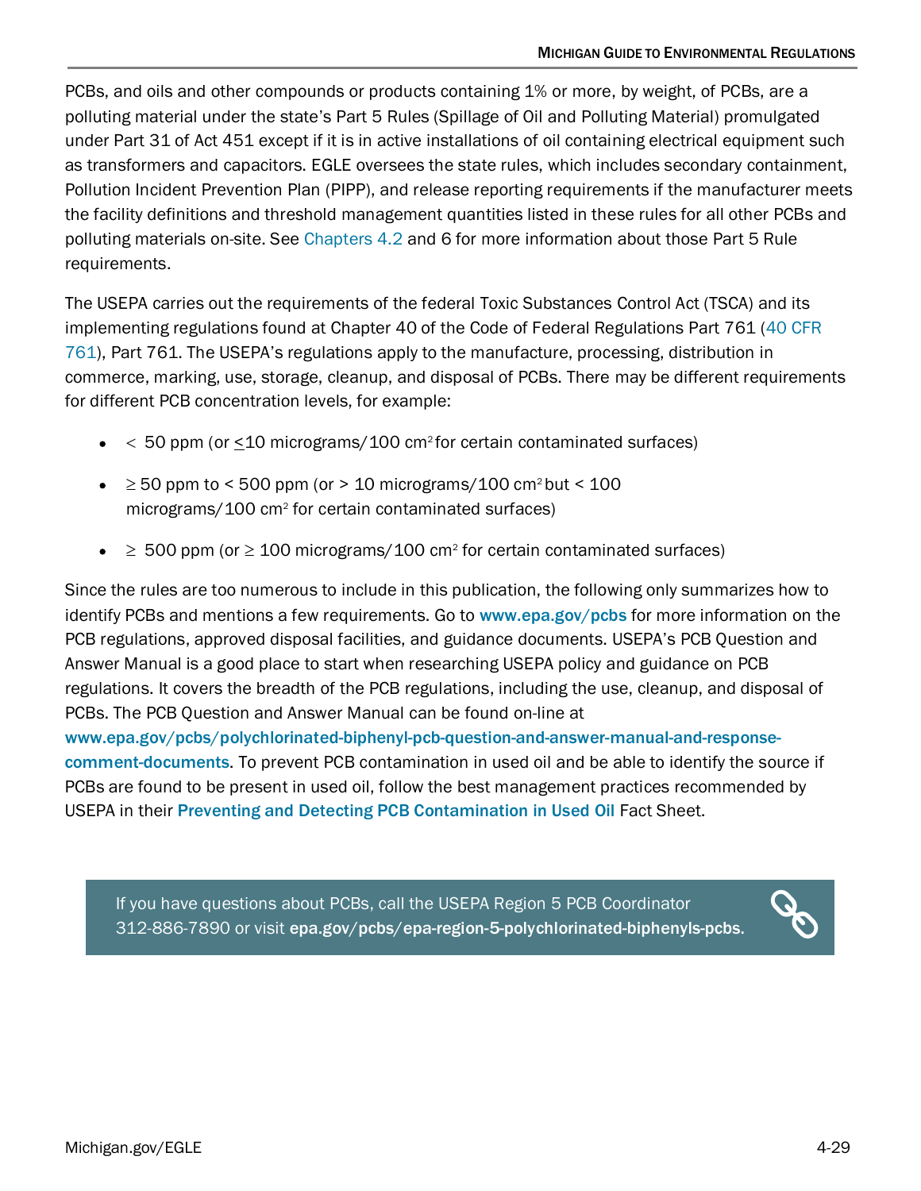PCBs, and oils and other compounds or products containing 1% or more, by weight, of PCBs, are a polluting material under the state's Part 5 Rules (Spillage of Oil and Polluting Material) promulgated under Part 31 of Act 451 except if it is in active installations of oil containing electrical equipment such as transformers and capacitors. EGLE oversees the state rules, which includes secondary containment, Pollution Incident Prevention Plan (PIPP), and release reporting requirements if the manufacturer meets the facility definitions and threshold management quantities listed in these rules for all other PCBs and polluting materials on-site. See Chapters 4.2 and 6 for more information about those Part 5 Rule requirements.

The USEPA carries out the requirements of the federal Toxic Substances Control Act (TSCA) and its implementing regulations found at Chapter 40 of the Code of Federal Regulations Part 761 (40 CFR 761), Part 761. The USEPA's regulations apply to the manufacture, processing, distribution in commerce, marking, use, storage, cleanup, and disposal of PCBs. There may be different requirements for different PCB concentration levels, for example:

- $<$ 50 ppm (or $\leq$10 micrograms/100 $cm^2$ for certain contaminated surfaces)
- $\geq$ 50 ppm to $<$ 500 ppm (or $>$ 10 micrograms/100 $cm^2$ but $<$ 100 micrograms/100 $cm^2$ for certain contaminated surfaces)
- $\geq$ 500 ppm (or $\geq$ 100 micrograms/100 $cm^2$ for certain contaminated surfaces)

Since the rules are too numerous to include in this publication, the following only summarizes how to identify PCBs and mentions a few requirements. Go to **www.epa.gov/pcbs** for more information on the PCB regulations, approved disposal facilities, and guidance documents. USEPA's PCB Question and Answer Manual is a good place to start when researching USEPA policy and guidance on PCB regulations. It covers the breadth of the PCB regulations, including the use, cleanup, and disposal of PCBs. The PCB Question and Answer Manual can be found on-line at **www.epa.gov/pcbs/polychlorinated-biphenyl-pcb-question-and-answer-manual-and-response-comment-documents**. To prevent PCB contamination in used oil and be able to identify the source if PCBs are found to be present in used oil, follow the best management practices recommended by USEPA in their **Preventing and Detecting PCB Contamination in Used Oil** Fact Sheet.

> If you have questions about PCBs, call the USEPA Region 5 PCB Coordinator 312-886-7890 or visit **epa.gov/pcbs/epa-region-5-polychlorinated-biphenyls-pcbs**.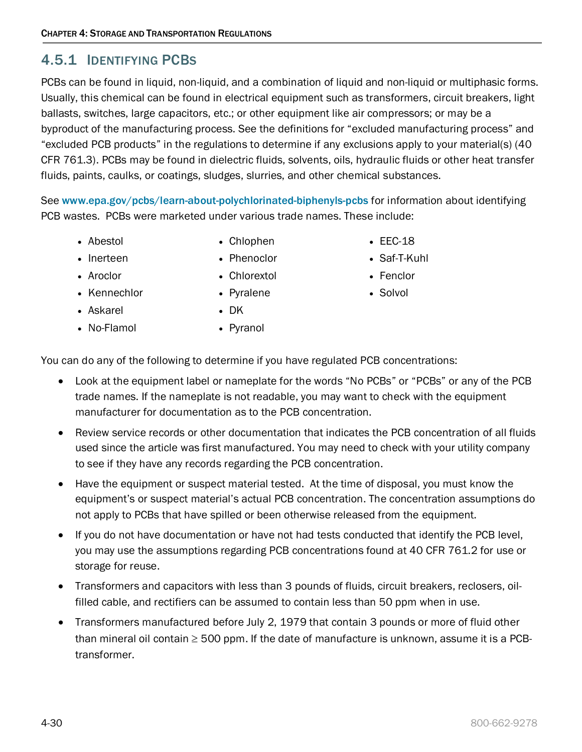### 4.5.1 Identifying PCBs

PCBs can be found in liquid, non-liquid, and a combination of liquid and non-liquid or multiphasic forms. Usually, this chemical can be found in electrical equipment such as transformers, circuit breakers, light ballasts, switches, large capacitors, etc.; or other equipment like air compressors; or may be a byproduct of the manufacturing process. See the definitions for “excluded manufacturing process” and “excluded PCB products” in the regulations to determine if any exclusions apply to your material(s) (40 CFR 761.3). PCBs may be found in dielectric fluids, solvents, oils, hydraulic fluids or other heat transfer fluids, paints, caulks, or coatings, sludges, slurries, and other chemical substances.

See www.epa.gov/pcbs/learn-about-polychlorinated-biphenyls-pcbs for information about identifying PCB wastes. PCBs were marketed under various trade names. These include:

- Abestol
- Inerteen
- Aroclor
- Kennechlor
- Askarel
- No-Flamol
- Chlophen
- Phenoclor
- Chlorextol
- Pyralene
- DK
- Pyranol
- EEC-18
- Saf-T-Kuhl
- Fenclor
- Solvol

You can do any of the following to determine if you have regulated PCB concentrations:

- Look at the equipment label or nameplate for the words “No PCBs” or “PCBs” or any of the PCB trade names. If the nameplate is not readable, you may want to check with the equipment manufacturer for documentation as to the PCB concentration.
- Review service records or other documentation that indicates the PCB concentration of all fluids used since the article was first manufactured. You may need to check with your utility company to see if they have any records regarding the PCB concentration.
- Have the equipment or suspect material tested. At the time of disposal, you must know the equipment’s or suspect material’s actual PCB concentration. The concentration assumptions do not apply to PCBs that have spilled or been otherwise released from the equipment.
- If you do not have documentation or have not had tests conducted that identify the PCB level, you may use the assumptions regarding PCB concentrations found at 40 CFR 761.2 for use or storage for reuse.
- Transformers and capacitors with less than 3 pounds of fluids, circuit breakers, reclosers, oil-filled cable, and rectifiers can be assumed to contain less than 50 ppm when in use.
- Transformers manufactured before July 2, 1979 that contain 3 pounds or more of fluid other than mineral oil contain ≥ 500 ppm. If the date of manufacture is unknown, assume it is a PCB-transformer.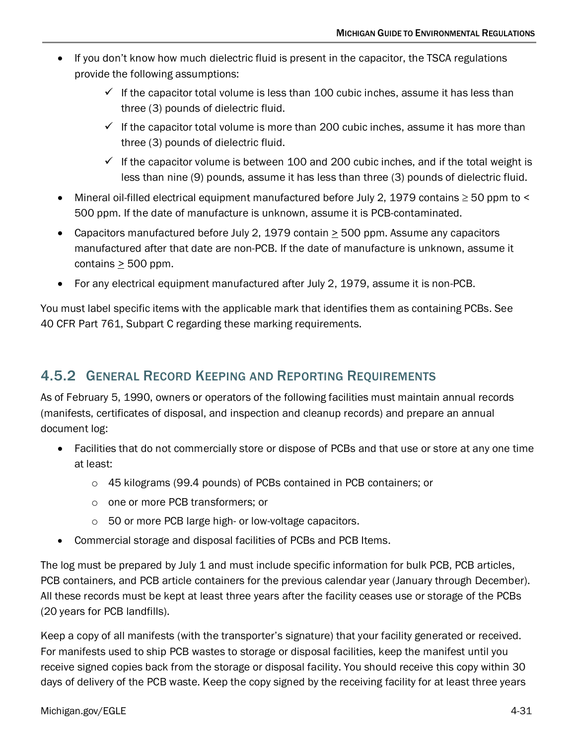- If you don't know how much dielectric fluid is present in the capacitor, the TSCA regulations provide the following assumptions:
  - ✓ If the capacitor total volume is less than 100 cubic inches, assume it has less than three (3) pounds of dielectric fluid.
  - ✓ If the capacitor total volume is more than 200 cubic inches, assume it has more than three (3) pounds of dielectric fluid.
  - ✓ If the capacitor volume is between 100 and 200 cubic inches, and if the total weight is less than nine (9) pounds, assume it has less than three (3) pounds of dielectric fluid.
- Mineral oil-filled electrical equipment manufactured before July 2, 1979 contains ≥ 50 ppm to < 500 ppm. If the date of manufacture is unknown, assume it is PCB-contaminated.
- Capacitors manufactured before July 2, 1979 contain ≥ 500 ppm. Assume any capacitors manufactured after that date are non-PCB. If the date of manufacture is unknown, assume it contains ≥ 500 ppm.
- For any electrical equipment manufactured after July 2, 1979, assume it is non-PCB.

You must label specific items with the applicable mark that identifies them as containing PCBs. See 40 CFR Part 761, Subpart C regarding these marking requirements.

## 4.5.2 General Record Keeping and Reporting Requirements

As of February 5, 1990, owners or operators of the following facilities must maintain annual records (manifests, certificates of disposal, and inspection and cleanup records) and prepare an annual document log:

- Facilities that do not commercially store or dispose of PCBs and that use or store at any one time at least:
  - 45 kilograms (99.4 pounds) of PCBs contained in PCB containers; or
  - one or more PCB transformers; or
  - 50 or more PCB large high- or low-voltage capacitors.
- Commercial storage and disposal facilities of PCBs and PCB Items.

The log must be prepared by July 1 and must include specific information for bulk PCB, PCB articles, PCB containers, and PCB article containers for the previous calendar year (January through December). All these records must be kept at least three years after the facility ceases use or storage of the PCBs (20 years for PCB landfills).

Keep a copy of all manifests (with the transporter's signature) that your facility generated or received. For manifests used to ship PCB wastes to storage or disposal facilities, keep the manifest until you receive signed copies back from the storage or disposal facility. You should receive this copy within 30 days of delivery of the PCB waste. Keep the copy signed by the receiving facility for at least three years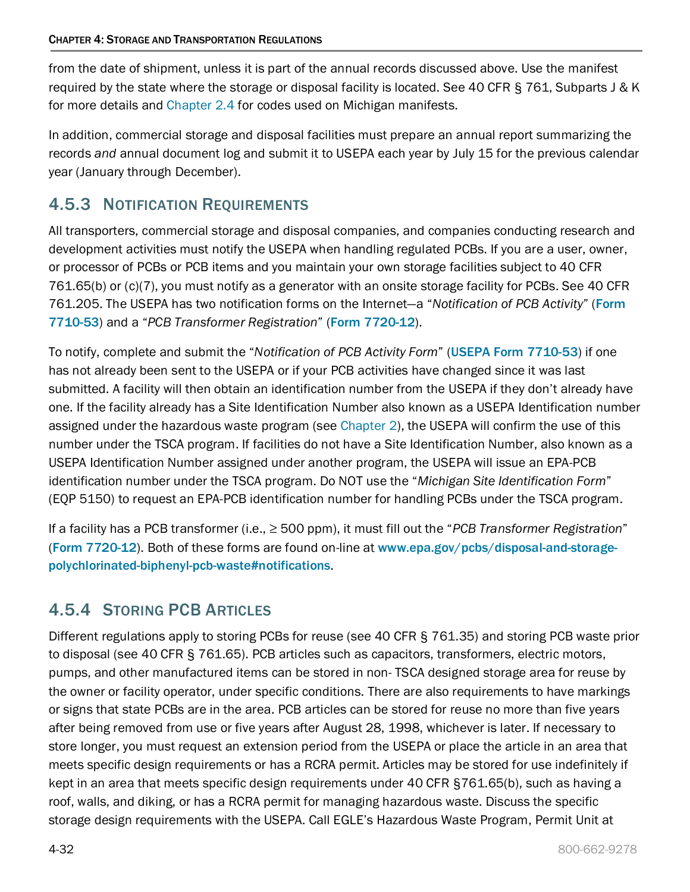from the date of shipment, unless it is part of the annual records discussed above. Use the manifest required by the state where the storage or disposal facility is located. See 40 CFR § 761, Subparts J & K for more details and Chapter 2.4 for codes used on Michigan manifests.

In addition, commercial storage and disposal facilities must prepare an annual report summarizing the records *and* annual document log and submit it to USEPA each year by July 15 for the previous calendar year (January through December).

### 4.5.3 Notification Requirements

All transporters, commercial storage and disposal companies, and companies conducting research and development activities must notify the USEPA when handling regulated PCBs. If you are a user, owner, or processor of PCBs or PCB items and you maintain your own storage facilities subject to 40 CFR 761.65(b) or (c)(7), you must notify as a generator with an onsite storage facility for PCBs. See 40 CFR 761.205. The USEPA has two notification forms on the Internet—a "*Notification of PCB Activity*" (**Form 7710-53**) and a "*PCB Transformer Registration*" (**Form 7720-12**).

To notify, complete and submit the "*Notification of PCB Activity Form*" (**USEPA Form 7710-53**) if one has not already been sent to the USEPA or if your PCB activities have changed since it was last submitted. A facility will then obtain an identification number from the USEPA if they don't already have one. If the facility already has a Site Identification Number also known as a USEPA Identification number assigned under the hazardous waste program (see Chapter 2), the USEPA will confirm the use of this number under the TSCA program. If facilities do not have a Site Identification Number, also known as a USEPA Identification Number assigned under another program, the USEPA will issue an EPA-PCB identification number under the TSCA program. Do NOT use the "*Michigan Site Identification Form*" (EQP 5150) to request an EPA-PCB identification number for handling PCBs under the TSCA program.

If a facility has a PCB transformer (i.e., ≥ 500 ppm), it must fill out the "*PCB Transformer Registration*" (**Form 7720-12**). Both of these forms are found on-line at **www.epa.gov/pcbs/disposal-and-storage-polychlorinated-biphenyl-pcb-waste#notifications**.

### 4.5.4 Storing PCB Articles

Different regulations apply to storing PCBs for reuse (see 40 CFR § 761.35) and storing PCB waste prior to disposal (see 40 CFR § 761.65). PCB articles such as capacitors, transformers, electric motors, pumps, and other manufactured items can be stored in non- TSCA designed storage area for reuse by the owner or facility operator, under specific conditions. There are also requirements to have markings or signs that state PCBs are in the area. PCB articles can be stored for reuse no more than five years after being removed from use or five years after August 28, 1998, whichever is later. If necessary to store longer, you must request an extension period from the USEPA or place the article in an area that meets specific design requirements or has a RCRA permit. Articles may be stored for use indefinitely if kept in an area that meets specific design requirements under 40 CFR §761.65(b), such as having a roof, walls, and diking, or has a RCRA permit for managing hazardous waste. Discuss the specific storage design requirements with the USEPA. Call EGLE's Hazardous Waste Program, Permit Unit at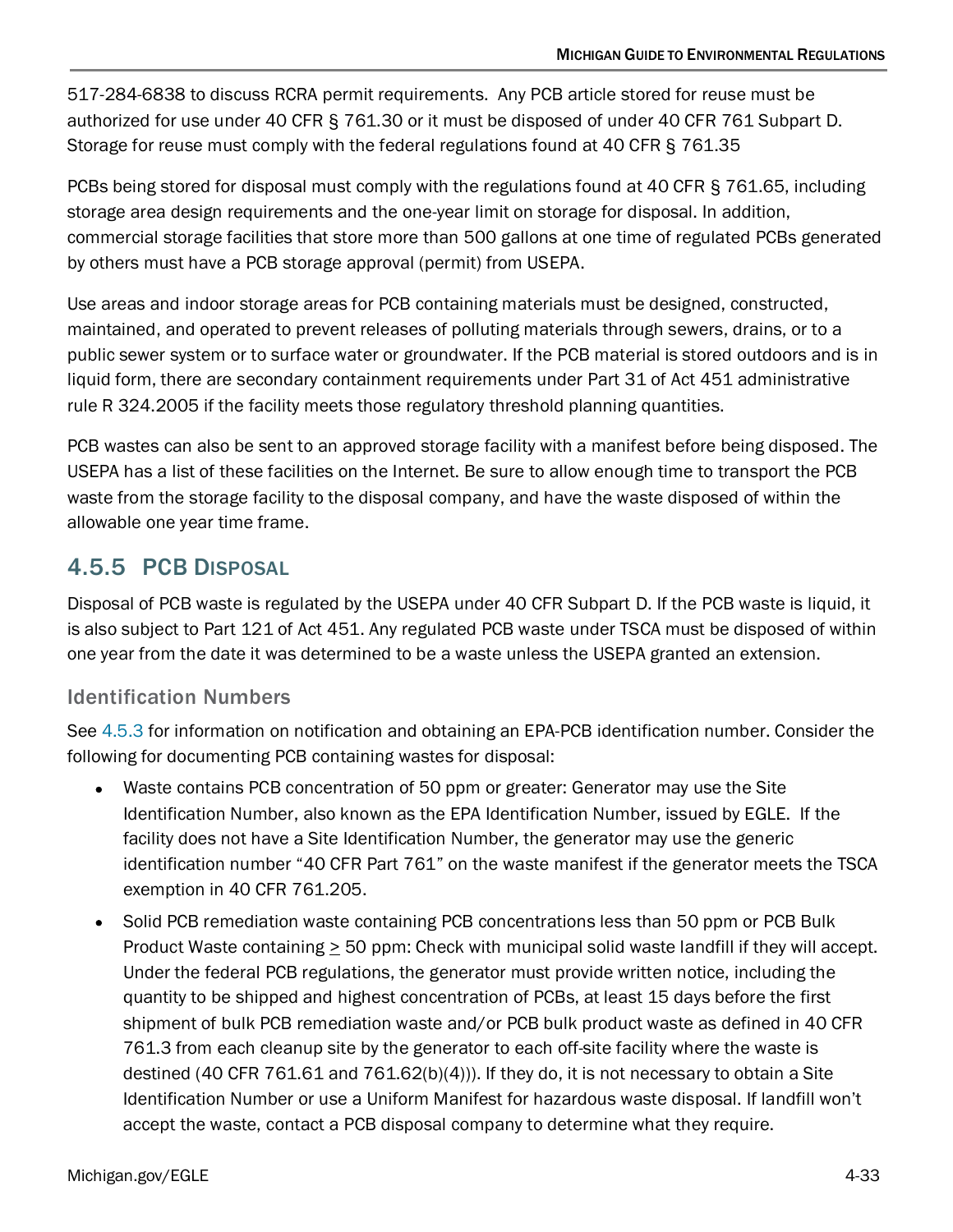517-284-6838 to discuss RCRA permit requirements. Any PCB article stored for reuse must be authorized for use under 40 CFR § 761.30 or it must be disposed of under 40 CFR 761 Subpart D. Storage for reuse must comply with the federal regulations found at 40 CFR § 761.35

PCBs being stored for disposal must comply with the regulations found at 40 CFR § 761.65, including storage area design requirements and the one-year limit on storage for disposal. In addition, commercial storage facilities that store more than 500 gallons at one time of regulated PCBs generated by others must have a PCB storage approval (permit) from USEPA.

Use areas and indoor storage areas for PCB containing materials must be designed, constructed, maintained, and operated to prevent releases of polluting materials through sewers, drains, or to a public sewer system or to surface water or groundwater. If the PCB material is stored outdoors and is in liquid form, there are secondary containment requirements under Part 31 of Act 451 administrative rule R 324.2005 if the facility meets those regulatory threshold planning quantities.

PCB wastes can also be sent to an approved storage facility with a manifest before being disposed. The USEPA has a list of these facilities on the Internet. Be sure to allow enough time to transport the PCB waste from the storage facility to the disposal company, and have the waste disposed of within the allowable one year time frame.

## 4.5.5 PCB Disposal

Disposal of PCB waste is regulated by the USEPA under 40 CFR Subpart D. If the PCB waste is liquid, it is also subject to Part 121 of Act 451. Any regulated PCB waste under TSCA must be disposed of within one year from the date it was determined to be a waste unless the USEPA granted an extension.

### Identification Numbers

See 4.5.3 for information on notification and obtaining an EPA-PCB identification number. Consider the following for documenting PCB containing wastes for disposal:

- Waste contains PCB concentration of 50 ppm or greater: Generator may use the Site Identification Number, also known as the EPA Identification Number, issued by EGLE. If the facility does not have a Site Identification Number, the generator may use the generic identification number "40 CFR Part 761" on the waste manifest if the generator meets the TSCA exemption in 40 CFR 761.205.
- Solid PCB remediation waste containing PCB concentrations less than 50 ppm or PCB Bulk Product Waste containing ≥ 50 ppm: Check with municipal solid waste landfill if they will accept. Under the federal PCB regulations, the generator must provide written notice, including the quantity to be shipped and highest concentration of PCBs, at least 15 days before the first shipment of bulk PCB remediation waste and/or PCB bulk product waste as defined in 40 CFR 761.3 from each cleanup site by the generator to each off-site facility where the waste is destined (40 CFR 761.61 and 761.62(b)(4))). If they do, it is not necessary to obtain a Site Identification Number or use a Uniform Manifest for hazardous waste disposal. If landfill won't accept the waste, contact a PCB disposal company to determine what they require.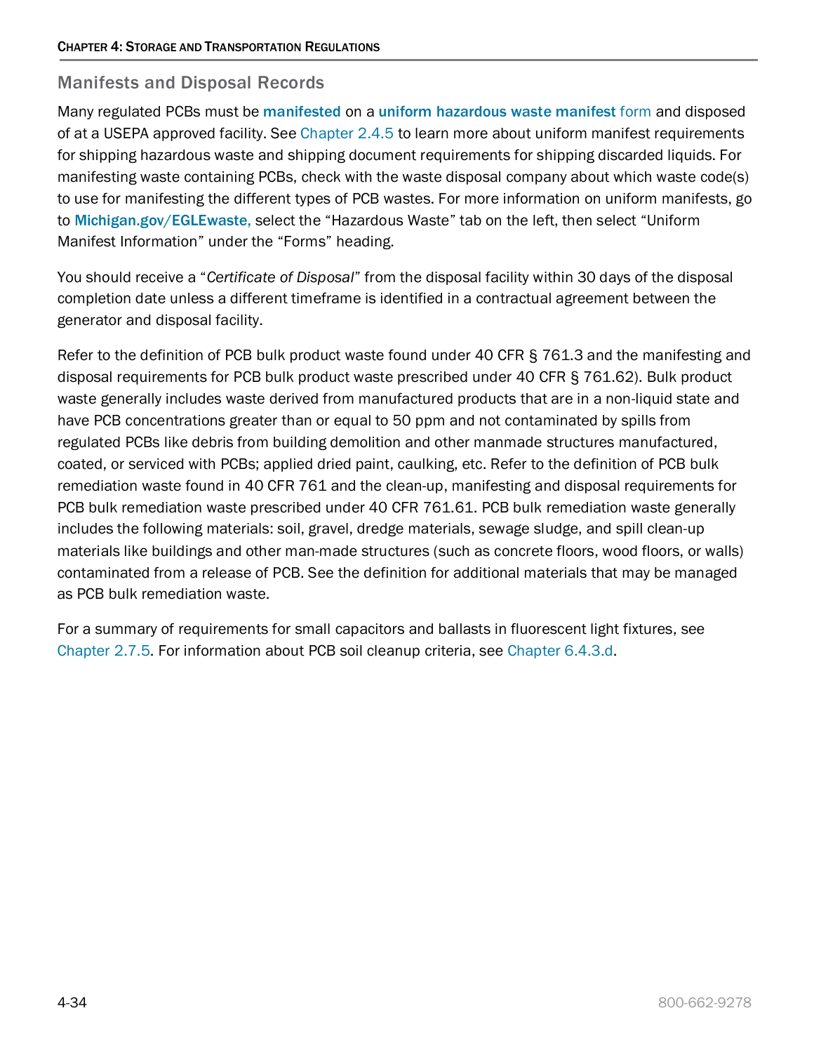## Manifests and Disposal Records

Many regulated PCBs must be **manifested** on a **uniform hazardous waste manifest** form and disposed of at a USEPA approved facility. See Chapter 2.4.5 to learn more about uniform manifest requirements for shipping hazardous waste and shipping document requirements for shipping discarded liquids. For manifesting waste containing PCBs, check with the waste disposal company about which waste code(s) to use for manifesting the different types of PCB wastes. For more information on uniform manifests, go to **Michigan.gov/EGLEwaste,** select the "Hazardous Waste" tab on the left, then select "Uniform Manifest Information" under the "Forms" heading.

You should receive a "*Certificate of Disposal*" from the disposal facility within 30 days of the disposal completion date unless a different timeframe is identified in a contractual agreement between the generator and disposal facility.

Refer to the definition of PCB bulk product waste found under 40 CFR § 761.3 and the manifesting and disposal requirements for PCB bulk product waste prescribed under 40 CFR § 761.62). Bulk product waste generally includes waste derived from manufactured products that are in a non-liquid state and have PCB concentrations greater than or equal to 50 ppm and not contaminated by spills from regulated PCBs like debris from building demolition and other manmade structures manufactured, coated, or serviced with PCBs; applied dried paint, caulking, etc. Refer to the definition of PCB bulk remediation waste found in 40 CFR 761 and the clean-up, manifesting and disposal requirements for PCB bulk remediation waste prescribed under 40 CFR 761.61. PCB bulk remediation waste generally includes the following materials: soil, gravel, dredge materials, sewage sludge, and spill clean-up materials like buildings and other man-made structures (such as concrete floors, wood floors, or walls) contaminated from a release of PCB. See the definition for additional materials that may be managed as PCB bulk remediation waste.

For a summary of requirements for small capacitors and ballasts in fluorescent light fixtures, see Chapter 2.7.5. For information about PCB soil cleanup criteria, see Chapter 6.4.3.d.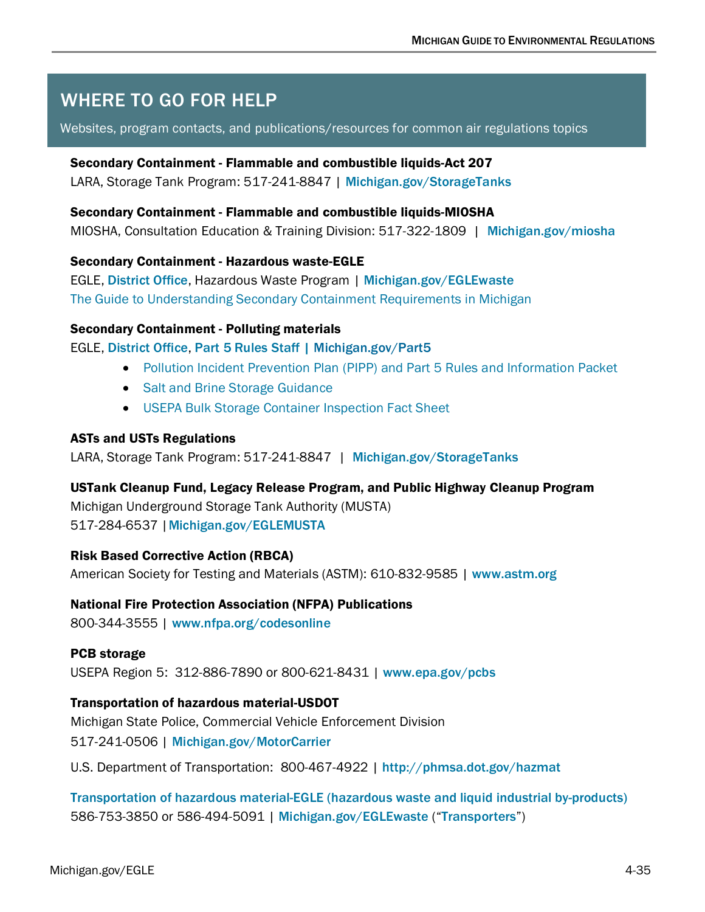## WHERE TO GO FOR HELP

Websites, program contacts, and publications/resources for common air regulations topics

**Secondary Containment - Flammable and combustible liquids-Act 207**
LARA, Storage Tank Program: 517-241-8847 | **Michigan.gov/StorageTanks**

**Secondary Containment - Flammable and combustible liquids-MIOSHA**
MIOSHA, Consultation Education & Training Division: 517-322-1809 | **Michigan.gov/miosha**

**Secondary Containment - Hazardous waste-EGLE**
EGLE, **District Office**, Hazardous Waste Program | **Michigan.gov/EGLEwaste**
The Guide to Understanding Secondary Containment Requirements in Michigan

**Secondary Containment - Polluting materials**
EGLE, **District Office**, **Part 5 Rules Staff | Michigan.gov/Part5**

- Pollution Incident Prevention Plan (PIPP) and Part 5 Rules and Information Packet
- Salt and Brine Storage Guidance
- USEPA Bulk Storage Container Inspection Fact Sheet

**ASTs and USTs Regulations**
LARA, Storage Tank Program: 517-241-8847 | **Michigan.gov/StorageTanks**

**USTank Cleanup Fund, Legacy Release Program, and Public Highway Cleanup Program**
Michigan Underground Storage Tank Authority (MUSTA)
517-284-6537 | **Michigan.gov/EGLEMUSTA**

**Risk Based Corrective Action (RBCA)**
American Society for Testing and Materials (ASTM): 610-832-9585 | **www.astm.org**

**National Fire Protection Association (NFPA) Publications**
800-344-3555 | **www.nfpa.org/codesonline**

**PCB storage**
USEPA Region 5: 312-886-7890 or 800-621-8431 | **www.epa.gov/pcbs**

**Transportation of hazardous material-USDOT**
Michigan State Police, Commercial Vehicle Enforcement Division
517-241-0506 | **Michigan.gov/MotorCarrier**

U.S. Department of Transportation: 800-467-4922 | **http://phmsa.dot.gov/hazmat**

**Transportation of hazardous material-EGLE (hazardous waste and liquid industrial by-products)**
586-753-3850 or 586-494-5091 | **Michigan.gov/EGLEwaste** ("**Transporters**")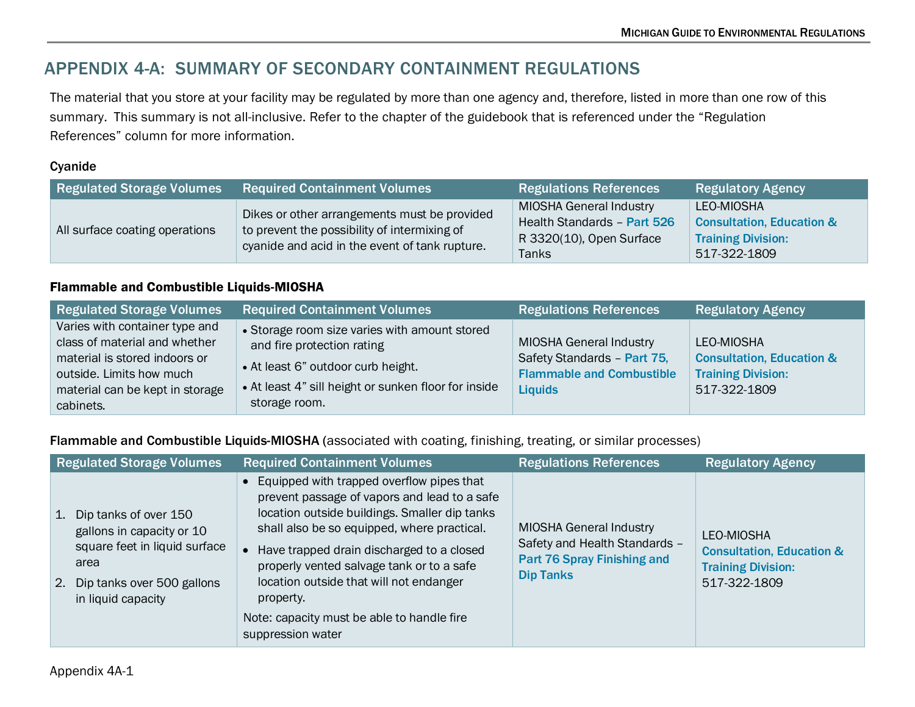# APPENDIX 4-A: SUMMARY OF SECONDARY CONTAINMENT REGULATIONS

The material that you store at your facility may be regulated by more than one agency and, therefore, listed in more than one row of this summary. This summary is not all-inclusive. Refer to the chapter of the guidebook that is referenced under the "Regulation References" column for more information.

**Cyanide**

| Regulated Storage Volumes | Required Containment Volumes | Regulations References | Regulatory Agency |
|---|---|---|---|
| All surface coating operations | Dikes or other arrangements must be provided to prevent the possibility of intermixing of cyanide and acid in the event of tank rupture. | MIOSHA General Industry Health Standards – Part 526 R 3320(10), Open Surface Tanks | LEO-MIOSHA Consultation, Education & Training Division: 517-322-1809 |

**Flammable and Combustible Liquids-MIOSHA**

| Regulated Storage Volumes | Required Containment Volumes | Regulations References | Regulatory Agency |
|---|---|---|---|
| Varies with container type and class of material and whether material is stored indoors or outside. Limits how much material can be kept in storage cabinets. | • Storage room size varies with amount stored and fire protection rating<br>• At least 6" outdoor curb height.<br>• At least 4" sill height or sunken floor for inside storage room. | MIOSHA General Industry Safety Standards – Part 75, Flammable and Combustible Liquids | LEO-MIOSHA Consultation, Education & Training Division: 517-322-1809 |

**Flammable and Combustible Liquids-MIOSHA** (associated with coating, finishing, treating, or similar processes)

| Regulated Storage Volumes | Required Containment Volumes | Regulations References | Regulatory Agency |
|---|---|---|---|
| 1. Dip tanks of over 150 gallons in capacity or 10 square feet in liquid surface area<br>2. Dip tanks over 500 gallons in liquid capacity | • Equipped with trapped overflow pipes that prevent passage of vapors and lead to a safe location outside buildings. Smaller dip tanks shall also be so equipped, where practical.<br>• Have trapped drain discharged to a closed properly vented salvage tank or to a safe location outside that will not endanger property.<br>Note: capacity must be able to handle fire suppression water | MIOSHA General Industry Safety and Health Standards – Part 76 Spray Finishing and Dip Tanks | LEO-MIOSHA Consultation, Education & Training Division: 517-322-1809 |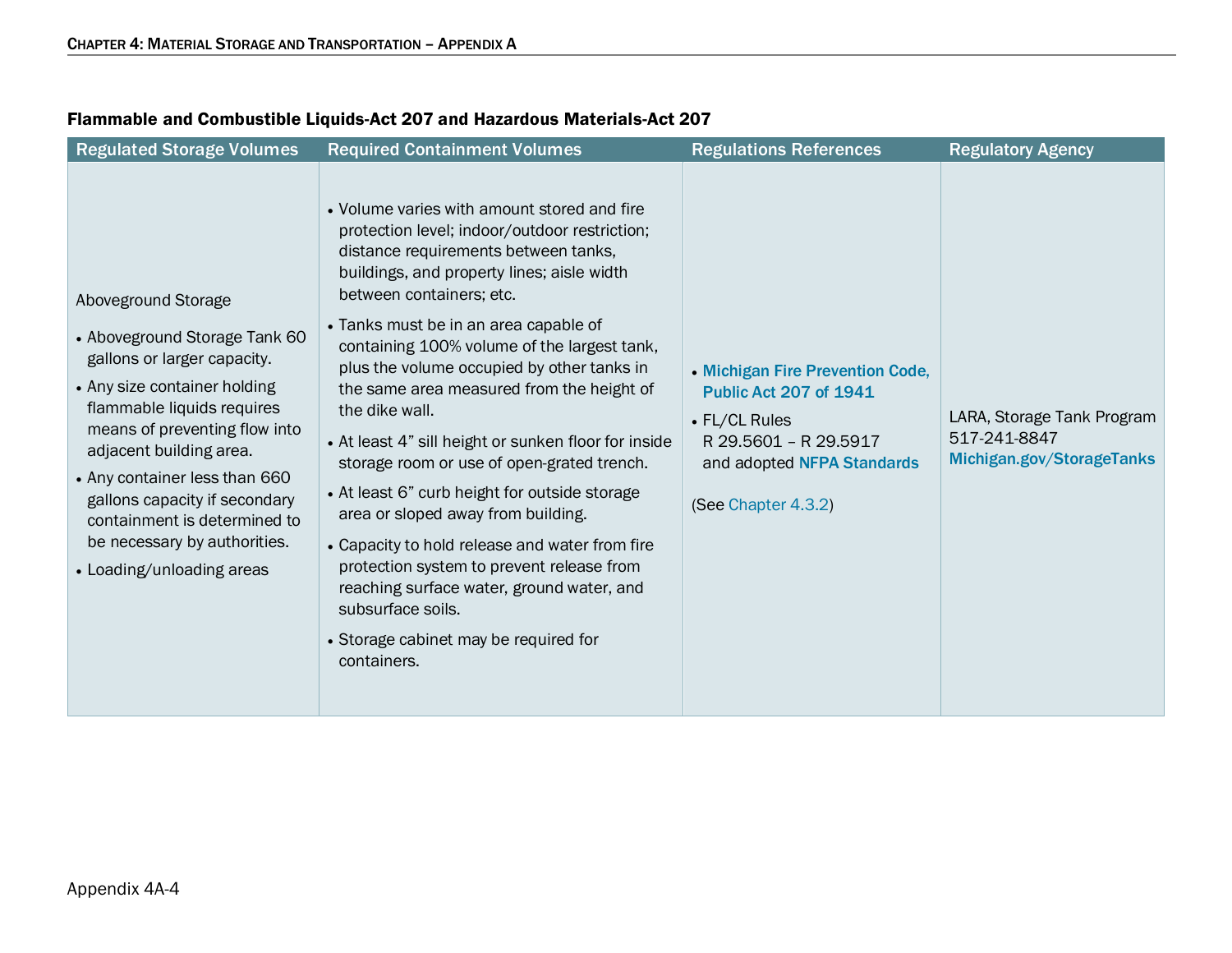**Flammable and Combustible Liquids-Act 207 and Hazardous Materials-Act 207**

| Regulated Storage Volumes | Required Containment Volumes | Regulations References | Regulatory Agency |
|---|---|---|---|
| Aboveground Storage<br>• Aboveground Storage Tank 60 gallons or larger capacity.<br>• Any size container holding flammable liquids requires means of preventing flow into adjacent building area.<br>• Any container less than 660 gallons capacity if secondary containment is determined to be necessary by authorities.<br>• Loading/unloading areas | • Volume varies with amount stored and fire protection level; indoor/outdoor restriction; distance requirements between tanks, buildings, and property lines; aisle width between containers; etc.<br>• Tanks must be in an area capable of containing 100% volume of the largest tank, plus the volume occupied by other tanks in the same area measured from the height of the dike wall.<br>• At least 4" sill height or sunken floor for inside storage room or use of open-grated trench.<br>• At least 6" curb height for outside storage area or sloped away from building.<br>• Capacity to hold release and water from fire protection system to prevent release from reaching surface water, ground water, and subsurface soils.<br>• Storage cabinet may be required for containers. | • **Michigan Fire Prevention Code, Public Act 207 of 1941**<br>• FL/CL Rules R 29.5601 – R 29.5917 and adopted **NFPA Standards**<br><br>(See Chapter 4.3.2) | LARA, Storage Tank Program<br>517-241-8847<br>**Michigan.gov/StorageTanks** |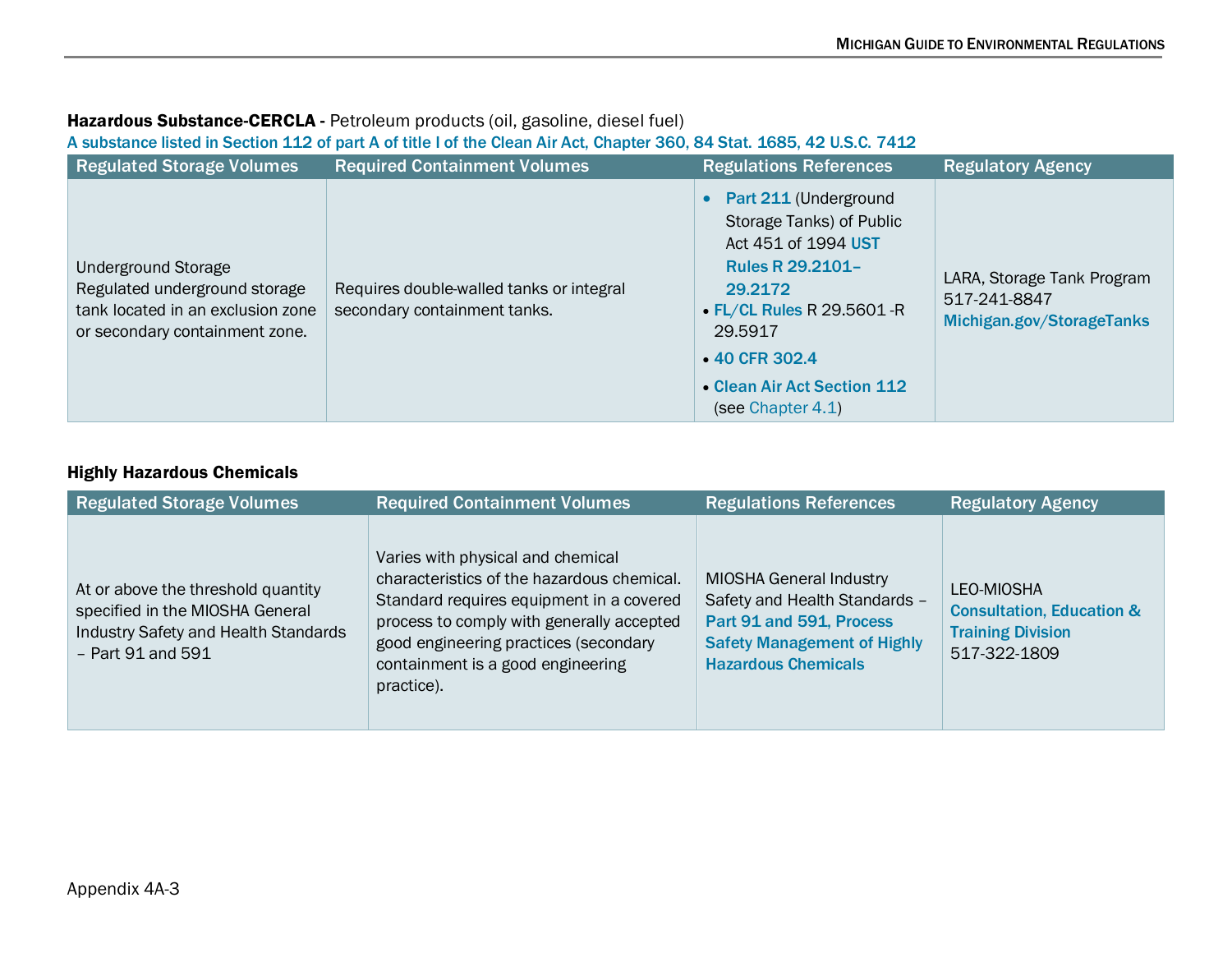**Hazardous Substance-CERCLA -** Petroleum products (oil, gasoline, diesel fuel)

**A substance listed in Section 112 of part A of title I of the Clean Air Act, Chapter 360, 84 Stat. 1685, 42 U.S.C. 7412**

| Regulated Storage Volumes | Required Containment Volumes | Regulations References | Regulatory Agency |
|---|---|---|---|
| Underground Storage<br>Regulated underground storage tank located in an exclusion zone or secondary containment zone. | Requires double-walled tanks or integral secondary containment tanks. | • **Part 211** (Underground Storage Tanks) of Public Act 451 of 1994 **UST Rules R 29.2101–29.2172**<br>• **FL/CL Rules** R 29.5601 -R 29.5917<br>• **40 CFR 302.4**<br>• **Clean Air Act Section 112** (see Chapter 4.1) | LARA, Storage Tank Program<br>517-241-8847<br>**Michigan.gov/StorageTanks** |

**Highly Hazardous Chemicals**

| Regulated Storage Volumes | Required Containment Volumes | Regulations References | Regulatory Agency |
|---|---|---|---|
| At or above the threshold quantity specified in the MIOSHA General Industry Safety and Health Standards – Part 91 and 591 | Varies with physical and chemical characteristics of the hazardous chemical. Standard requires equipment in a covered process to comply with generally accepted good engineering practices (secondary containment is a good engineering practice). | MIOSHA General Industry Safety and Health Standards – **Part 91 and 591, Process Safety Management of Highly Hazardous Chemicals** | LEO-MIOSHA<br>**Consultation, Education & Training Division**<br>517-322-1809 |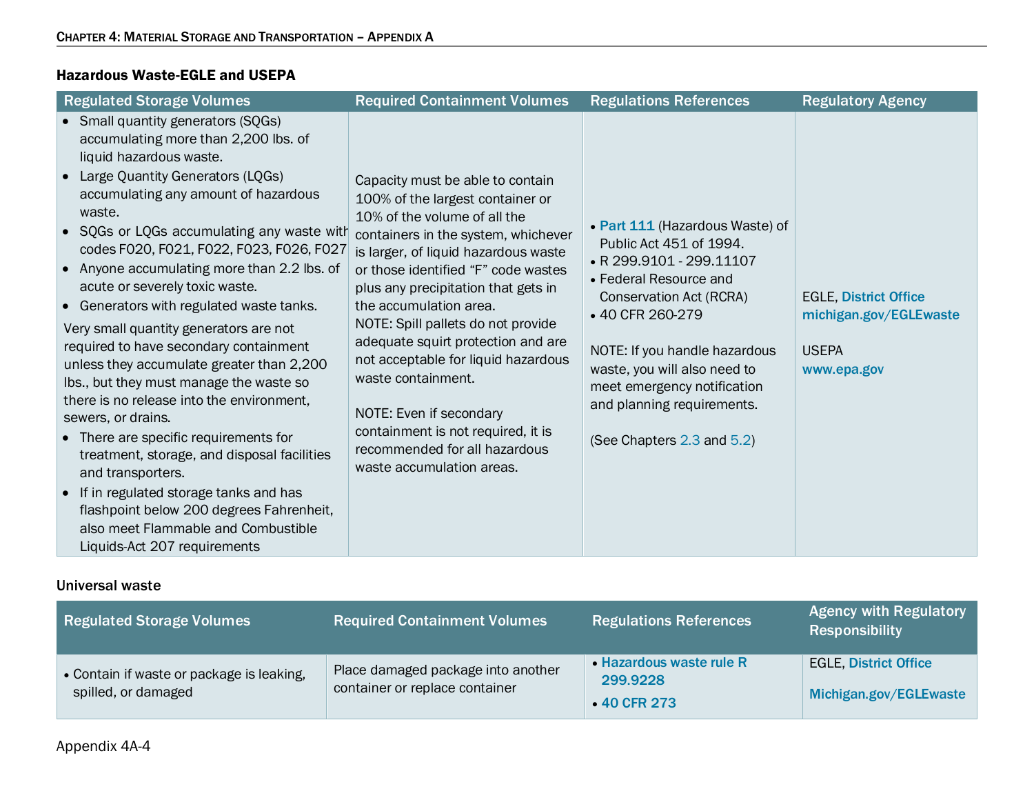### Hazardous Waste-EGLE and USEPA

| Regulated Storage Volumes | Required Containment Volumes | Regulations References | Regulatory Agency |
|---|---|---|---|
| • Small quantity generators (SQGs) accumulating more than 2,200 lbs. of liquid hazardous waste.<br>• Large Quantity Generators (LQGs) accumulating any amount of hazardous waste.<br>• SQGs or LQGs accumulating any waste with codes F020, F021, F022, F023, F026, F027<br>• Anyone accumulating more than 2.2 lbs. of acute or severely toxic waste.<br>• Generators with regulated waste tanks.<br>Very small quantity generators are not required to have secondary containment unless they accumulate greater than 2,200 lbs., but they must manage the waste so there is no release into the environment, sewers, or drains.<br>• There are specific requirements for treatment, storage, and disposal facilities and transporters.<br>• If in regulated storage tanks and has flashpoint below 200 degrees Fahrenheit, also meet Flammable and Combustible Liquids-Act 207 requirements | Capacity must be able to contain 100% of the largest container or 10% of the volume of all the containers in the system, whichever is larger, of liquid hazardous waste or those identified "F" code wastes plus any precipitation that gets in the accumulation area.<br>NOTE: Spill pallets do not provide adequate squirt protection and are not acceptable for liquid hazardous waste containment.<br><br>NOTE: Even if secondary containment is not required, it is recommended for all hazardous waste accumulation areas. | • Part 111 (Hazardous Waste) of Public Act 451 of 1994.<br>• R 299.9101 - 299.11107<br>• Federal Resource and Conservation Act (RCRA)<br>• 40 CFR 260-279<br><br>NOTE: If you handle hazardous waste, you will also need to meet emergency notification and planning requirements.<br><br>(See Chapters 2.3 and 5.2) | EGLE, District Office<br>michigan.gov/EGLEwaste<br><br>USEPA<br>www.epa.gov |

### Universal waste

| Regulated Storage Volumes | Required Containment Volumes | Regulations References | Agency with Regulatory Responsibility |
|---|---|---|---|
| • Contain if waste or package is leaking, spilled, or damaged | Place damaged package into another container or replace container | • Hazardous waste rule R 299.9228<br>• 40 CFR 273 | EGLE, District Office<br><br>Michigan.gov/EGLEwaste |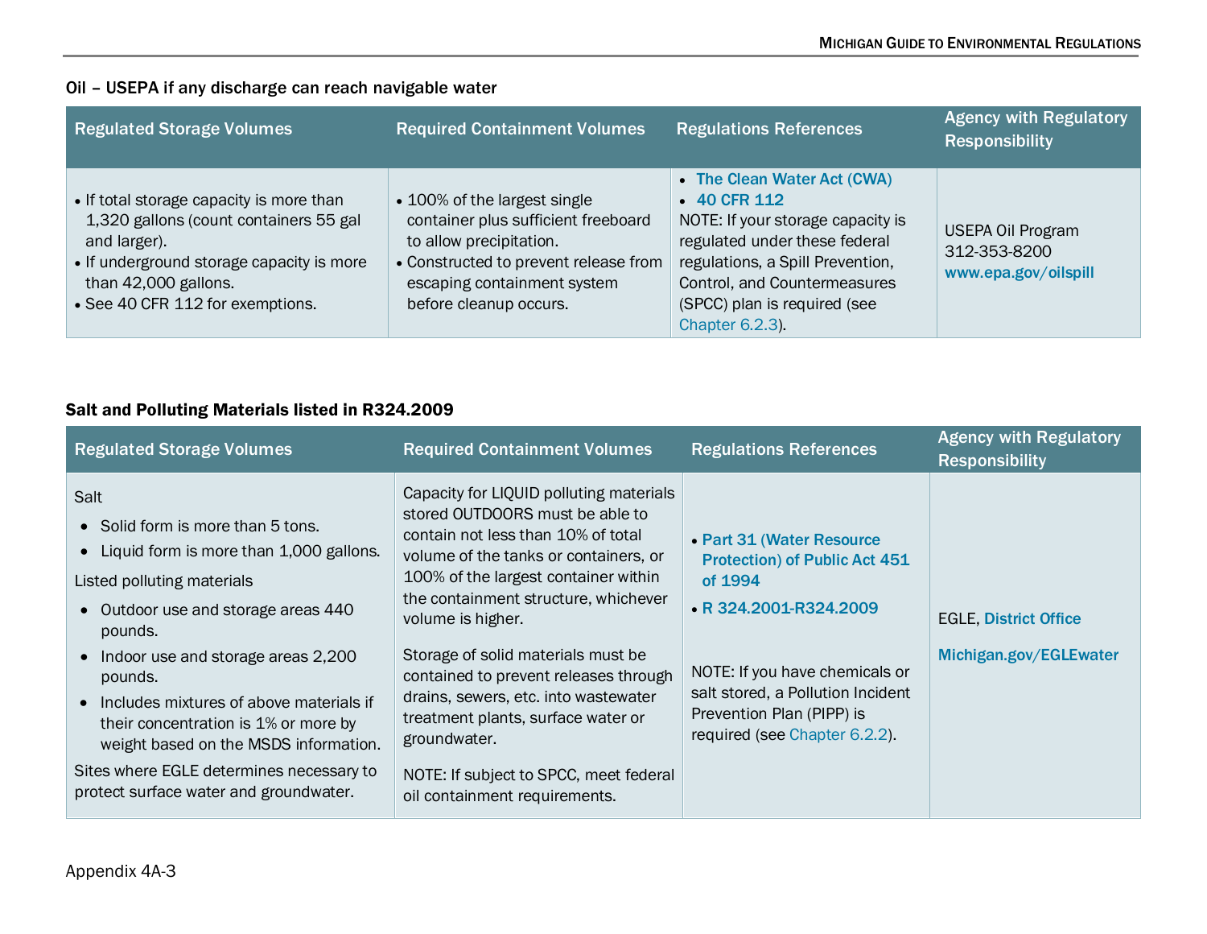### Oil – USEPA if any discharge can reach navigable water

| Regulated Storage Volumes | Required Containment Volumes | Regulations References | Agency with Regulatory Responsibility |
|---|---|---|---|
| • If total storage capacity is more than 1,320 gallons (count containers 55 gal and larger).<br>• If underground storage capacity is more than 42,000 gallons.<br>• See 40 CFR 112 for exemptions. | • 100% of the largest single container plus sufficient freeboard to allow precipitation.<br>• Constructed to prevent release from escaping containment system before cleanup occurs. | • **The Clean Water Act (CWA)**<br>• **40 CFR 112**<br>NOTE: If your storage capacity is regulated under these federal regulations, a Spill Prevention, Control, and Countermeasures (SPCC) plan is required (see Chapter 6.2.3). | USEPA Oil Program<br>312-353-8200<br>**www.epa.gov/oilspill** |

### Salt and Polluting Materials listed in R324.2009

| Regulated Storage Volumes | Required Containment Volumes | Regulations References | Agency with Regulatory Responsibility |
|---|---|---|---|
| Salt<br>• Solid form is more than 5 tons.<br>• Liquid form is more than 1,000 gallons.<br>Listed polluting materials<br>• Outdoor use and storage areas 440 pounds.<br>• Indoor use and storage areas 2,200 pounds.<br>• Includes mixtures of above materials if their concentration is 1% or more by weight based on the MSDS information.<br>Sites where EGLE determines necessary to protect surface water and groundwater. | Capacity for LIQUID polluting materials stored OUTDOORS must be able to contain not less than 10% of total volume of the tanks or containers, or 100% of the largest container within the containment structure, whichever volume is higher.<br><br>Storage of solid materials must be contained to prevent releases through drains, sewers, etc. into wastewater treatment plants, surface water or groundwater.<br><br>NOTE: If subject to SPCC, meet federal oil containment requirements. | • **Part 31 (Water Resource Protection) of Public Act 451 of 1994**<br>• **R 324.2001-R324.2009**<br><br>NOTE: If you have chemicals or salt stored, a Pollution Incident Prevention Plan (PIPP) is required (see Chapter 6.2.2). | EGLE, **District Office**<br><br>**Michigan.gov/EGLEwater** |

Appendix 4A-3